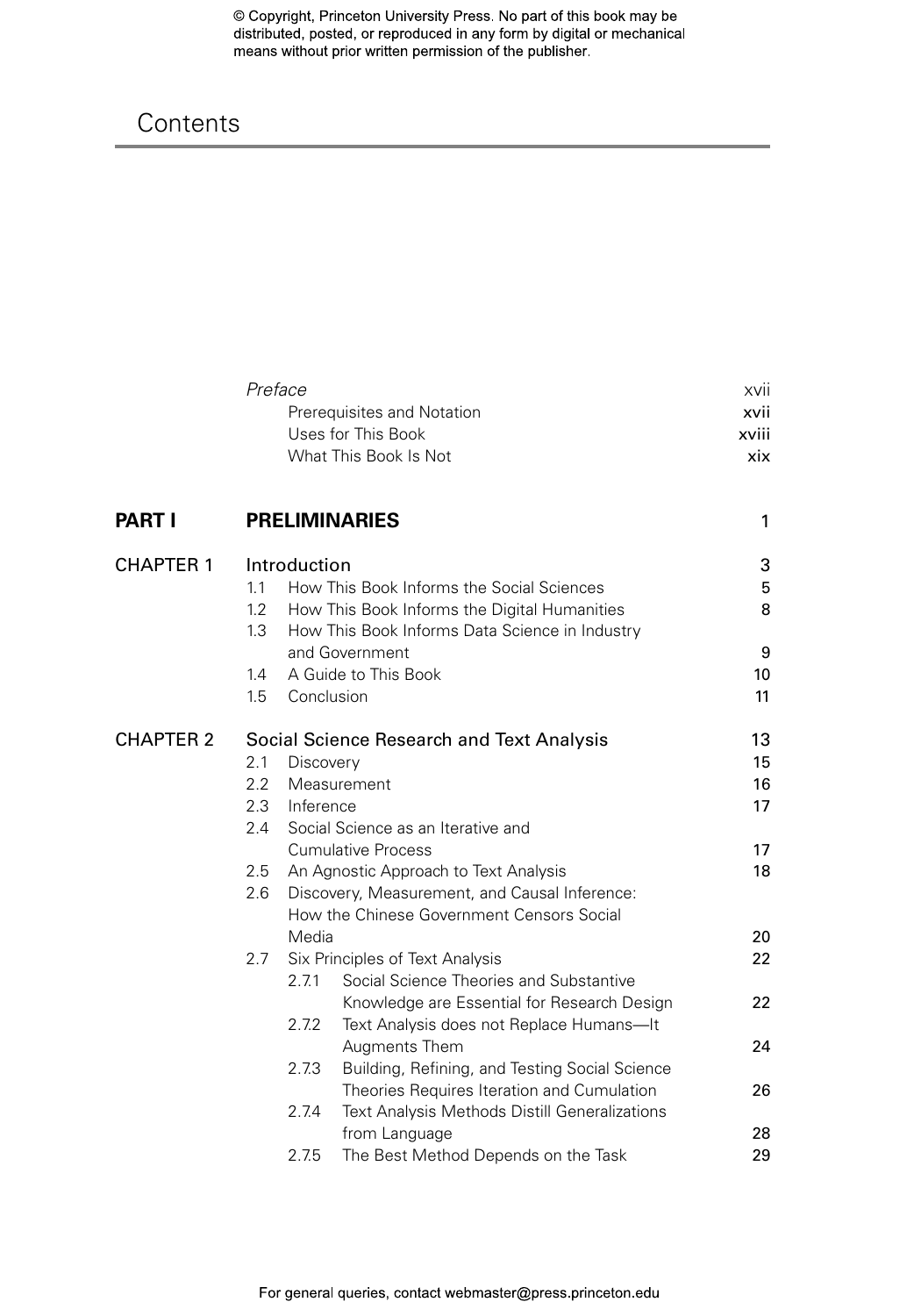# Contents

| | | | |
|---|---|---|---|
| | *Preface* | | xvii |
| | | Prerequisites and Notation | xvii |
| | | Uses for This Book | xviii |
| | | What This Book Is Not | xix |
| **PART I** | **PRELIMINARIES** | | **1** |
| CHAPTER 1 | Introduction | | 3 |
| | 1.1 | How This Book Informs the Social Sciences | 5 |
| | 1.2 | How This Book Informs the Digital Humanities | 8 |
| | 1.3 | How This Book Informs Data Science in Industry and Government | 9 |
| | 1.4 | A Guide to This Book | 10 |
| | 1.5 | Conclusion | 11 |
| CHAPTER 2 | Social Science Research and Text Analysis | | 13 |
| | 2.1 | Discovery | 15 |
| | 2.2 | Measurement | 16 |
| | 2.3 | Inference | 17 |
| | 2.4 | Social Science as an Iterative and Cumulative Process | 17 |
| | 2.5 | An Agnostic Approach to Text Analysis | 18 |
| | 2.6 | Discovery, Measurement, and Causal Inference: How the Chinese Government Censors Social Media | 20 |
| | 2.7 | Six Principles of Text Analysis | 22 |
| | | 2.7.1 Social Science Theories and Substantive Knowledge are Essential for Research Design | 22 |
| | | 2.7.2 Text Analysis does not Replace Humans—It Augments Them | 24 |
| | | 2.7.3 Building, Refining, and Testing Social Science Theories Requires Iteration and Cumulation | 26 |
| | | 2.7.4 Text Analysis Methods Distill Generalizations from Language | 28 |
| | | 2.7.5 The Best Method Depends on the Task | 29 |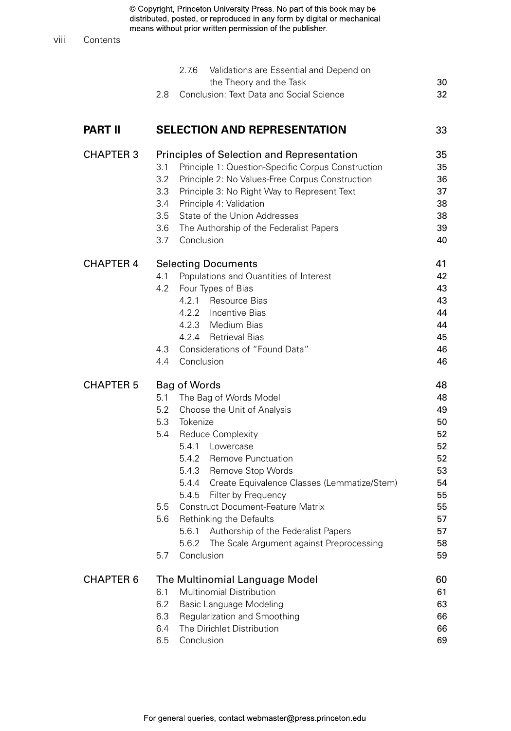| | | |
|---|---|---|
| | 2.7.6 Validations are Essential and Depend on the Theory and the Task | 30 |
| | 2.8 Conclusion: Text Data and Social Science | 32 |
| **PART II** | **SELECTION AND REPRESENTATION** | 33 |
| CHAPTER 3 | Principles of Selection and Representation | 35 |
| | 3.1 Principle 1: Question-Specific Corpus Construction | 35 |
| | 3.2 Principle 2: No Values-Free Corpus Construction | 36 |
| | 3.3 Principle 3: No Right Way to Represent Text | 37 |
| | 3.4 Principle 4: Validation | 38 |
| | 3.5 State of the Union Addresses | 38 |
| | 3.6 The Authorship of the Federalist Papers | 39 |
| | 3.7 Conclusion | 40 |
| CHAPTER 4 | Selecting Documents | 41 |
| | 4.1 Populations and Quantities of Interest | 42 |
| | 4.2 Four Types of Bias | 43 |
| | 4.2.1 Resource Bias | 43 |
| | 4.2.2 Incentive Bias | 44 |
| | 4.2.3 Medium Bias | 44 |
| | 4.2.4 Retrieval Bias | 45 |
| | 4.3 Considerations of "Found Data" | 46 |
| | 4.4 Conclusion | 46 |
| CHAPTER 5 | Bag of Words | 48 |
| | 5.1 The Bag of Words Model | 48 |
| | 5.2 Choose the Unit of Analysis | 49 |
| | 5.3 Tokenize | 50 |
| | 5.4 Reduce Complexity | 52 |
| | 5.4.1 Lowercase | 52 |
| | 5.4.2 Remove Punctuation | 52 |
| | 5.4.3 Remove Stop Words | 53 |
| | 5.4.4 Create Equivalence Classes (Lemmatize/Stem) | 54 |
| | 5.4.5 Filter by Frequency | 55 |
| | 5.5 Construct Document-Feature Matrix | 55 |
| | 5.6 Rethinking the Defaults | 57 |
| | 5.6.1 Authorship of the Federalist Papers | 57 |
| | 5.6.2 The Scale Argument against Preprocessing | 58 |
| | 5.7 Conclusion | 59 |
| CHAPTER 6 | The Multinomial Language Model | 60 |
| | 6.1 Multinomial Distribution | 61 |
| | 6.2 Basic Language Modeling | 63 |
| | 6.3 Regularization and Smoothing | 66 |
| | 6.4 The Dirichlet Distribution | 66 |
| | 6.5 Conclusion | 69 |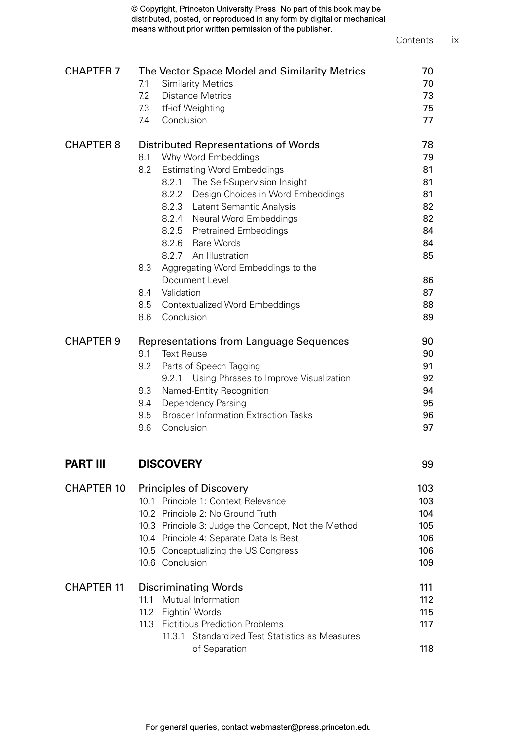| | | |
|---|---|---|
| CHAPTER 7 | The Vector Space Model and Similarity Metrics | 70 |
| | 7.1 Similarity Metrics | 70 |
| | 7.2 Distance Metrics | 73 |
| | 7.3 tf-idf Weighting | 75 |
| | 7.4 Conclusion | 77 |
| CHAPTER 8 | Distributed Representations of Words | 78 |
| | 8.1 Why Word Embeddings | 79 |
| | 8.2 Estimating Word Embeddings | 81 |
| | 8.2.1 The Self-Supervision Insight | 81 |
| | 8.2.2 Design Choices in Word Embeddings | 81 |
| | 8.2.3 Latent Semantic Analysis | 82 |
| | 8.2.4 Neural Word Embeddings | 82 |
| | 8.2.5 Pretrained Embeddings | 84 |
| | 8.2.6 Rare Words | 84 |
| | 8.2.7 An Illustration | 85 |
| | 8.3 Aggregating Word Embeddings to the Document Level | 86 |
| | 8.4 Validation | 87 |
| | 8.5 Contextualized Word Embeddings | 88 |
| | 8.6 Conclusion | 89 |
| CHAPTER 9 | Representations from Language Sequences | 90 |
| | 9.1 Text Reuse | 90 |
| | 9.2 Parts of Speech Tagging | 91 |
| | 9.2.1 Using Phrases to Improve Visualization | 92 |
| | 9.3 Named-Entity Recognition | 94 |
| | 9.4 Dependency Parsing | 95 |
| | 9.5 Broader Information Extraction Tasks | 96 |
| | 9.6 Conclusion | 97 |
| **PART III** | **DISCOVERY** | 99 |
| CHAPTER 10 | Principles of Discovery | 103 |
| | 10.1 Principle 1: Context Relevance | 103 |
| | 10.2 Principle 2: No Ground Truth | 104 |
| | 10.3 Principle 3: Judge the Concept, Not the Method | 105 |
| | 10.4 Principle 4: Separate Data Is Best | 106 |
| | 10.5 Conceptualizing the US Congress | 106 |
| | 10.6 Conclusion | 109 |
| CHAPTER 11 | Discriminating Words | 111 |
| | 11.1 Mutual Information | 112 |
| | 11.2 Fightin' Words | 115 |
| | 11.3 Fictitious Prediction Problems | 117 |
| | 11.3.1 Standardized Test Statistics as Measures of Separation | 118 |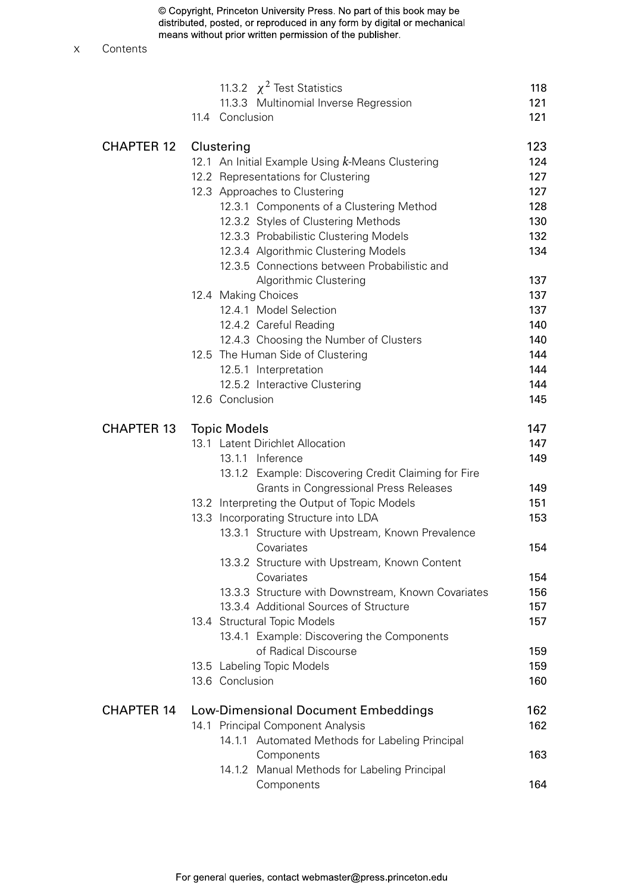11.3.2 $\chi^2$ Test Statistics 118
11.3.3 Multinomial Inverse Regression 121
11.4 Conclusion 121

CHAPTER 12 Clustering 123
12.1 An Initial Example Using $k$-Means Clustering 124
12.2 Representations for Clustering 127
12.3 Approaches to Clustering 127
12.3.1 Components of a Clustering Method 128
12.3.2 Styles of Clustering Methods 130
12.3.3 Probabilistic Clustering Models 132
12.3.4 Algorithmic Clustering Models 134
12.3.5 Connections between Probabilistic and Algorithmic Clustering 137
12.4 Making Choices 137
12.4.1 Model Selection 137
12.4.2 Careful Reading 140
12.4.3 Choosing the Number of Clusters 140
12.5 The Human Side of Clustering 144
12.5.1 Interpretation 144
12.5.2 Interactive Clustering 144
12.6 Conclusion 145

CHAPTER 13 Topic Models 147
13.1 Latent Dirichlet Allocation 147
13.1.1 Inference 149
13.1.2 Example: Discovering Credit Claiming for Fire Grants in Congressional Press Releases 149
13.2 Interpreting the Output of Topic Models 151
13.3 Incorporating Structure into LDA 153
13.3.1 Structure with Upstream, Known Prevalence Covariates 154
13.3.2 Structure with Upstream, Known Content Covariates 154
13.3.3 Structure with Downstream, Known Covariates 156
13.3.4 Additional Sources of Structure 157
13.4 Structural Topic Models 157
13.4.1 Example: Discovering the Components of Radical Discourse 159
13.5 Labeling Topic Models 159
13.6 Conclusion 160

CHAPTER 14 Low-Dimensional Document Embeddings 162
14.1 Principal Component Analysis 162
14.1.1 Automated Methods for Labeling Principal Components 163
14.1.2 Manual Methods for Labeling Principal Components 164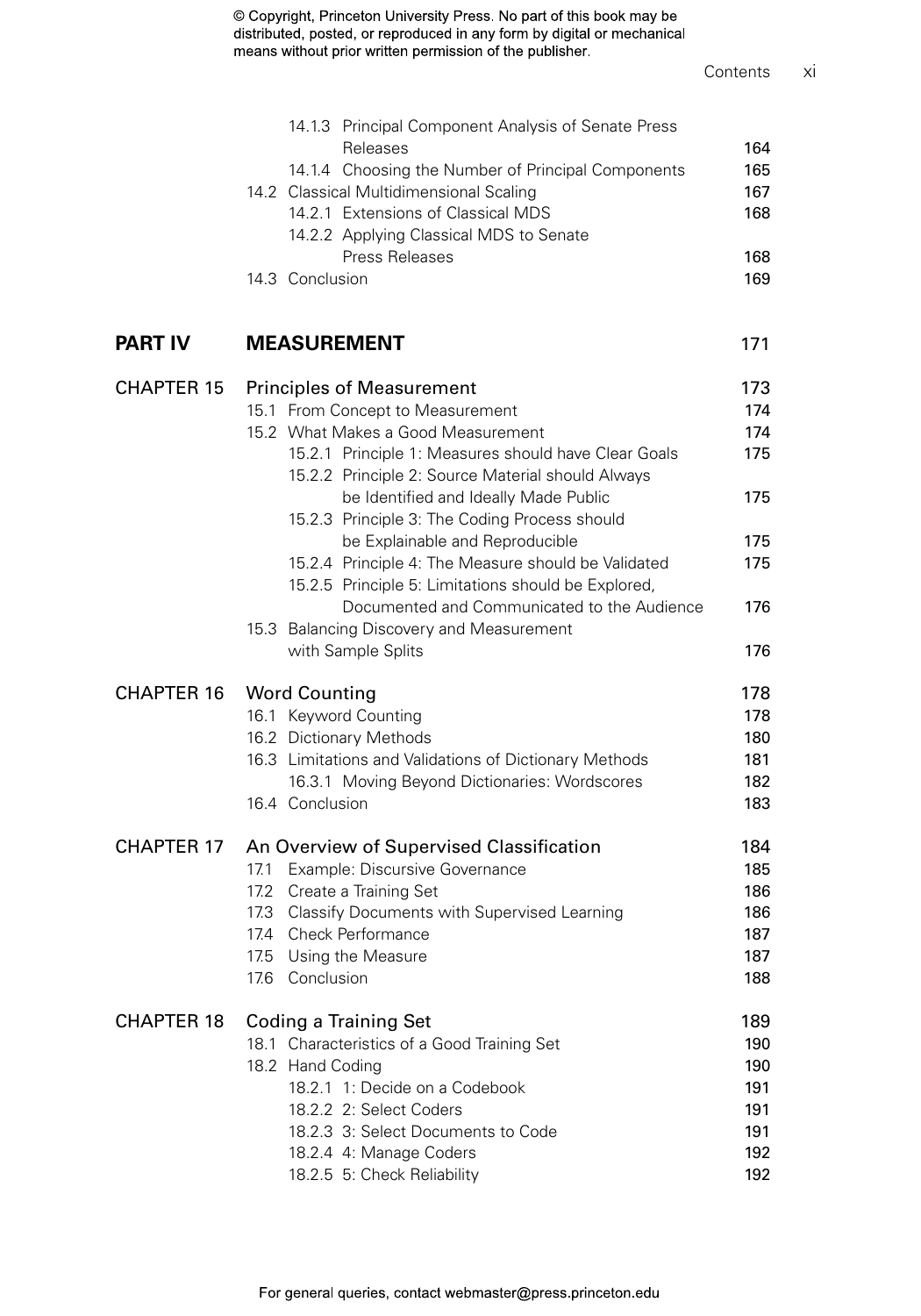- 14.1.3 Principal Component Analysis of Senate Press Releases — 164
- 14.1.4 Choosing the Number of Principal Components — 165
- 14.2 Classical Multidimensional Scaling — 167
  - 14.2.1 Extensions of Classical MDS — 168
  - 14.2.2 Applying Classical MDS to Senate Press Releases — 168
- 14.3 Conclusion — 169

## PART IV MEASUREMENT — 171

**CHAPTER 15 Principles of Measurement — 173**

- 15.1 From Concept to Measurement — 174
- 15.2 What Makes a Good Measurement — 174
  - 15.2.1 Principle 1: Measures should have Clear Goals — 175
  - 15.2.2 Principle 2: Source Material should Always be Identified and Ideally Made Public — 175
  - 15.2.3 Principle 3: The Coding Process should be Explainable and Reproducible — 175
  - 15.2.4 Principle 4: The Measure should be Validated — 175
  - 15.2.5 Principle 5: Limitations should be Explored, Documented and Communicated to the Audience — 176
- 15.3 Balancing Discovery and Measurement with Sample Splits — 176

**CHAPTER 16 Word Counting — 178**

- 16.1 Keyword Counting — 178
- 16.2 Dictionary Methods — 180
- 16.3 Limitations and Validations of Dictionary Methods — 181
  - 16.3.1 Moving Beyond Dictionaries: Wordscores — 182
- 16.4 Conclusion — 183

**CHAPTER 17 An Overview of Supervised Classification — 184**

- 17.1 Example: Discursive Governance — 185
- 17.2 Create a Training Set — 186
- 17.3 Classify Documents with Supervised Learning — 186
- 17.4 Check Performance — 187
- 17.5 Using the Measure — 187
- 17.6 Conclusion — 188

**CHAPTER 18 Coding a Training Set — 189**

- 18.1 Characteristics of a Good Training Set — 190
- 18.2 Hand Coding — 190
  - 18.2.1 1: Decide on a Codebook — 191
  - 18.2.2 2: Select Coders — 191
  - 18.2.3 3: Select Documents to Code — 191
  - 18.2.4 4: Manage Coders — 192
  - 18.2.5 5: Check Reliability — 192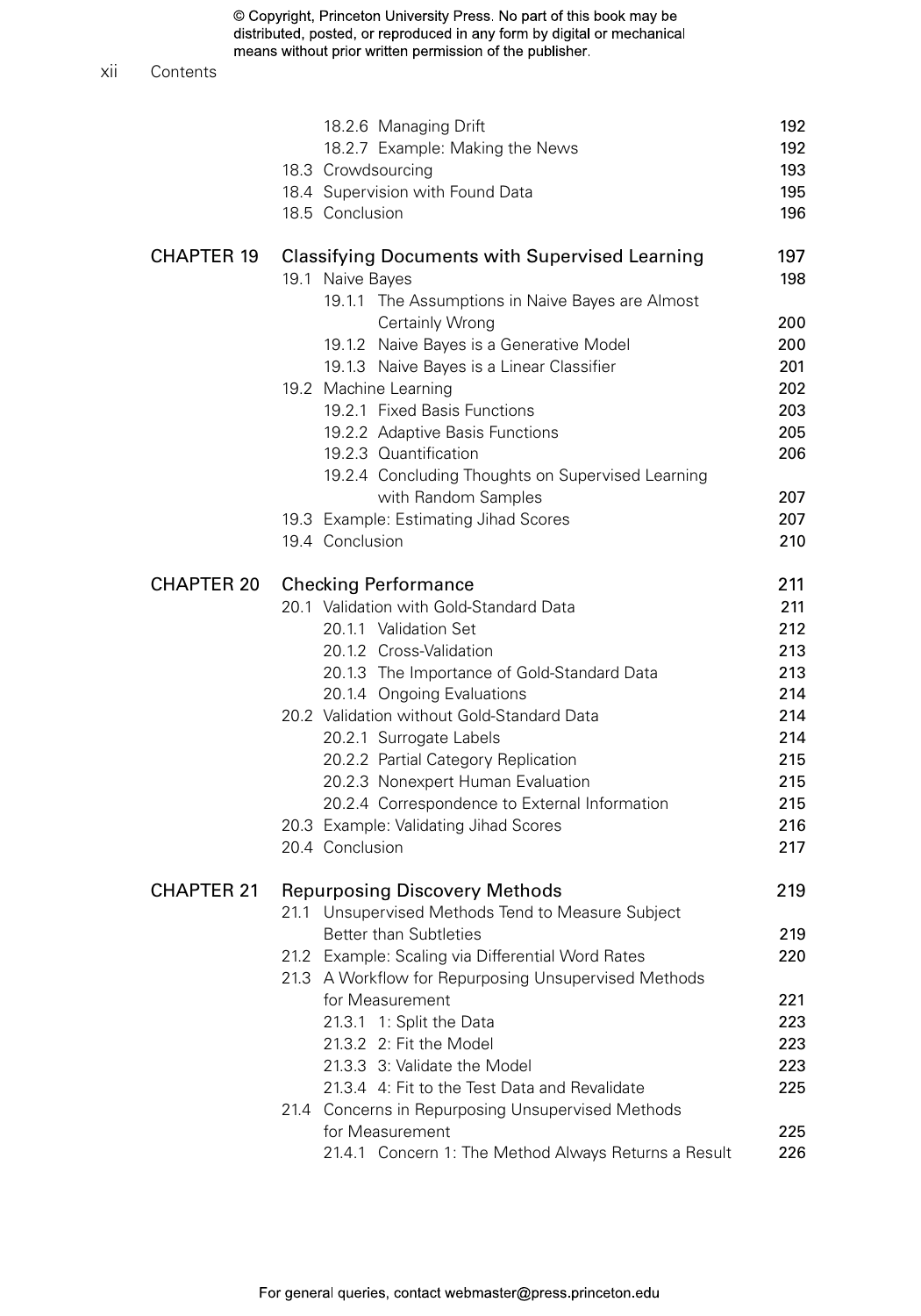18.2.6 Managing Drift 192
18.2.7 Example: Making the News 192
18.3 Crowdsourcing 193
18.4 Supervision with Found Data 195
18.5 Conclusion 196

**CHAPTER 19 Classifying Documents with Supervised Learning 197**

19.1 Naive Bayes 198
19.1.1 The Assumptions in Naive Bayes are Almost Certainly Wrong 200
19.1.2 Naive Bayes is a Generative Model 200
19.1.3 Naive Bayes is a Linear Classifier 201
19.2 Machine Learning 202
19.2.1 Fixed Basis Functions 203
19.2.2 Adaptive Basis Functions 205
19.2.3 Quantification 206
19.2.4 Concluding Thoughts on Supervised Learning with Random Samples 207
19.3 Example: Estimating Jihad Scores 207
19.4 Conclusion 210

**CHAPTER 20 Checking Performance 211**

20.1 Validation with Gold-Standard Data 211
20.1.1 Validation Set 212
20.1.2 Cross-Validation 213
20.1.3 The Importance of Gold-Standard Data 213
20.1.4 Ongoing Evaluations 214
20.2 Validation without Gold-Standard Data 214
20.2.1 Surrogate Labels 214
20.2.2 Partial Category Replication 215
20.2.3 Nonexpert Human Evaluation 215
20.2.4 Correspondence to External Information 215
20.3 Example: Validating Jihad Scores 216
20.4 Conclusion 217

**CHAPTER 21 Repurposing Discovery Methods 219**

21.1 Unsupervised Methods Tend to Measure Subject Better than Subtleties 219
21.2 Example: Scaling via Differential Word Rates 220
21.3 A Workflow for Repurposing Unsupervised Methods for Measurement 221
21.3.1 1: Split the Data 223
21.3.2 2: Fit the Model 223
21.3.3 3: Validate the Model 223
21.3.4 4: Fit to the Test Data and Revalidate 225
21.4 Concerns in Repurposing Unsupervised Methods for Measurement 225
21.4.1 Concern 1: The Method Always Returns a Result 226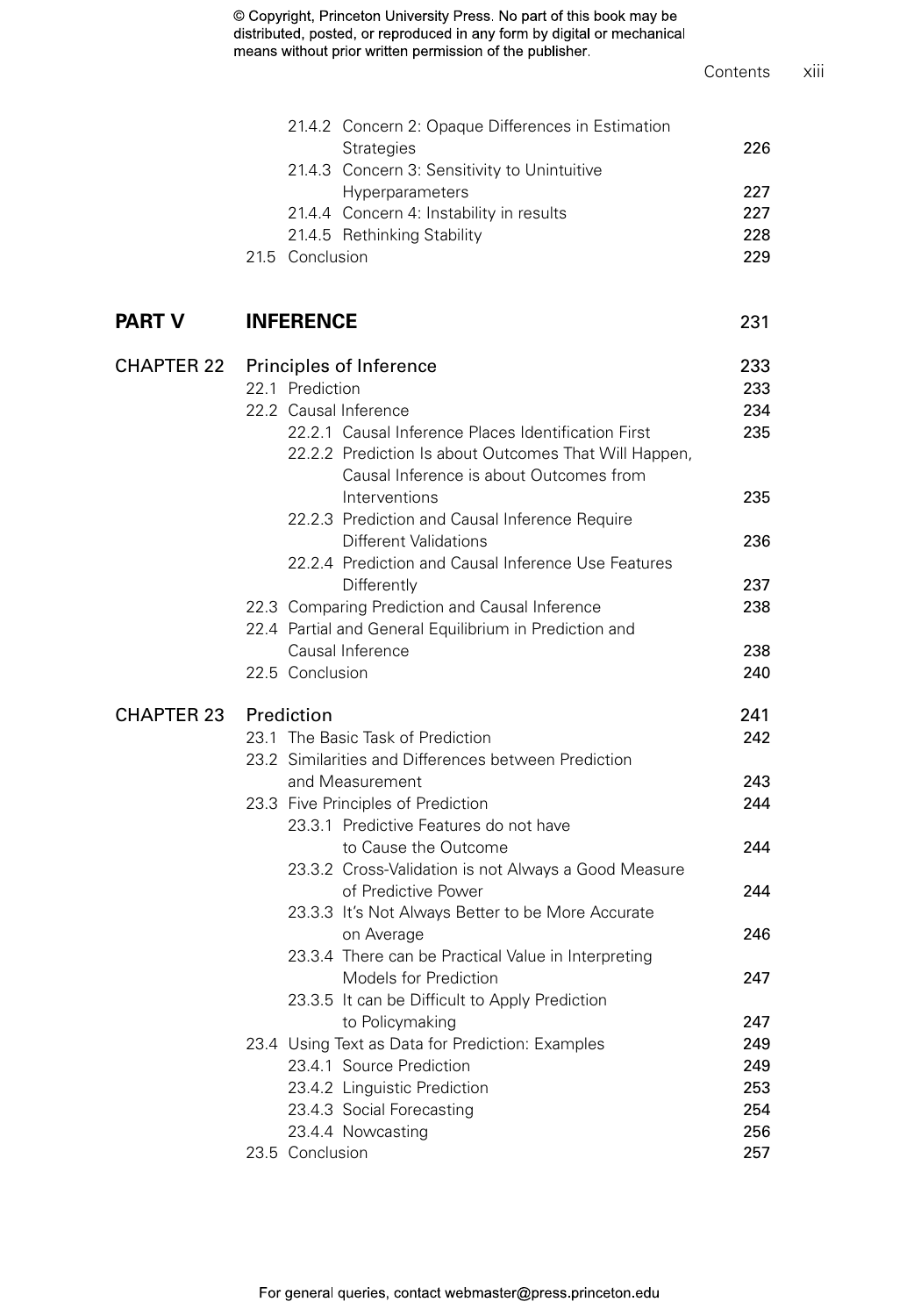21.4.2 Concern 2: Opaque Differences in Estimation Strategies 226
21.4.3 Concern 3: Sensitivity to Unintuitive Hyperparameters 227
21.4.4 Concern 4: Instability in results 227
21.4.5 Rethinking Stability 228
21.5 Conclusion 229

**PART V INFERENCE** 231

CHAPTER 22 Principles of Inference 233
22.1 Prediction 233
22.2 Causal Inference 234
22.2.1 Causal Inference Places Identification First 235
22.2.2 Prediction Is about Outcomes That Will Happen, Causal Inference is about Outcomes from Interventions 235
22.2.3 Prediction and Causal Inference Require Different Validations 236
22.2.4 Prediction and Causal Inference Use Features Differently 237
22.3 Comparing Prediction and Causal Inference 238
22.4 Partial and General Equilibrium in Prediction and Causal Inference 238
22.5 Conclusion 240

CHAPTER 23 Prediction 241
23.1 The Basic Task of Prediction 242
23.2 Similarities and Differences between Prediction and Measurement 243
23.3 Five Principles of Prediction 244
23.3.1 Predictive Features do not have to Cause the Outcome 244
23.3.2 Cross-Validation is not Always a Good Measure of Predictive Power 244
23.3.3 It's Not Always Better to be More Accurate on Average 246
23.3.4 There can be Practical Value in Interpreting Models for Prediction 247
23.3.5 It can be Difficult to Apply Prediction to Policymaking 247
23.4 Using Text as Data for Prediction: Examples 249
23.4.1 Source Prediction 249
23.4.2 Linguistic Prediction 253
23.4.3 Social Forecasting 254
23.4.4 Nowcasting 256
23.5 Conclusion 257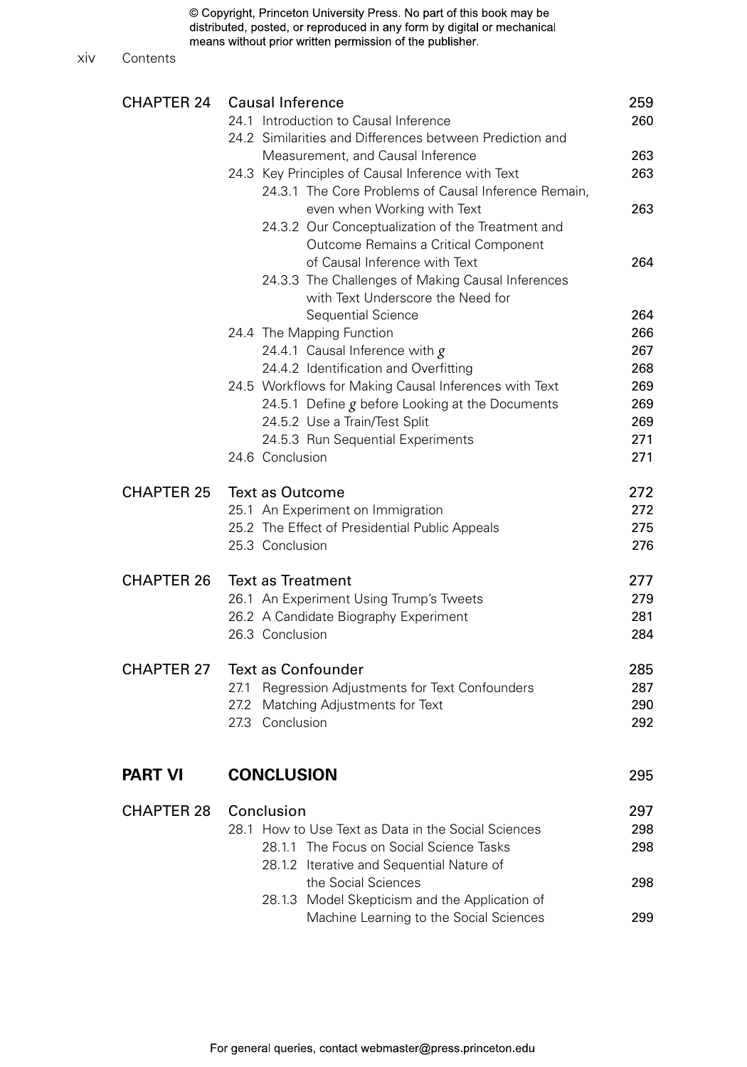| | | |
|---|---|---|
| CHAPTER 24 | Causal Inference | 259 |
| | 24.1 Introduction to Causal Inference | 260 |
| | 24.2 Similarities and Differences between Prediction and Measurement, and Causal Inference | 263 |
| | 24.3 Key Principles of Causal Inference with Text | 263 |
| | 24.3.1 The Core Problems of Causal Inference Remain, even when Working with Text | 263 |
| | 24.3.2 Our Conceptualization of the Treatment and Outcome Remains a Critical Component of Causal Inference with Text | 264 |
| | 24.3.3 The Challenges of Making Causal Inferences with Text Underscore the Need for Sequential Science | 264 |
| | 24.4 The Mapping Function | 266 |
| | 24.4.1 Causal Inference with $g$ | 267 |
| | 24.4.2 Identification and Overfitting | 268 |
| | 24.5 Workflows for Making Causal Inferences with Text | 269 |
| | 24.5.1 Define $g$ before Looking at the Documents | 269 |
| | 24.5.2 Use a Train/Test Split | 269 |
| | 24.5.3 Run Sequential Experiments | 271 |
| | 24.6 Conclusion | 271 |
| CHAPTER 25 | Text as Outcome | 272 |
| | 25.1 An Experiment on Immigration | 272 |
| | 25.2 The Effect of Presidential Public Appeals | 275 |
| | 25.3 Conclusion | 276 |
| CHAPTER 26 | Text as Treatment | 277 |
| | 26.1 An Experiment Using Trump's Tweets | 279 |
| | 26.2 A Candidate Biography Experiment | 281 |
| | 26.3 Conclusion | 284 |
| CHAPTER 27 | Text as Confounder | 285 |
| | 27.1 Regression Adjustments for Text Confounders | 287 |
| | 27.2 Matching Adjustments for Text | 290 |
| | 27.3 Conclusion | 292 |
| **PART VI** | **CONCLUSION** | 295 |
| CHAPTER 28 | Conclusion | 297 |
| | 28.1 How to Use Text as Data in the Social Sciences | 298 |
| | 28.1.1 The Focus on Social Science Tasks | 298 |
| | 28.1.2 Iterative and Sequential Nature of the Social Sciences | 298 |
| | 28.1.3 Model Skepticism and the Application of Machine Learning to the Social Sciences | 299 |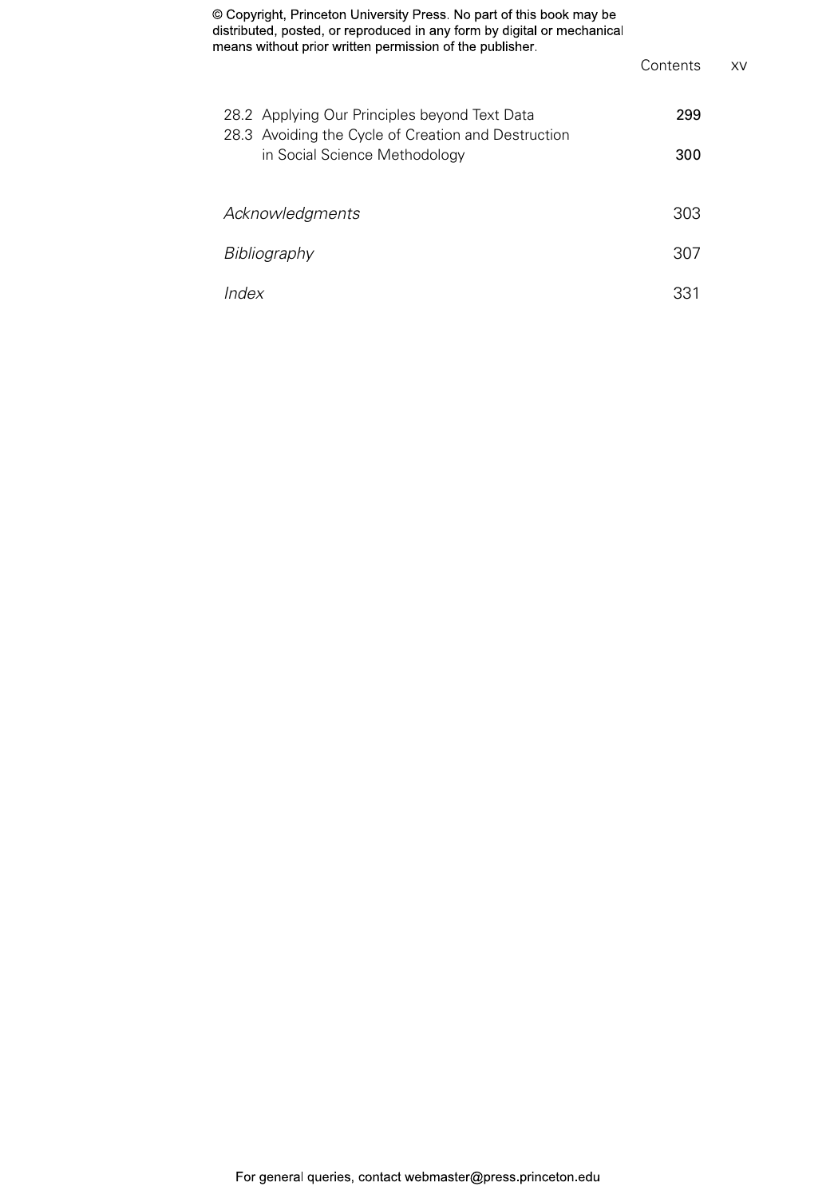28.2 Applying Our Principles beyond Text Data 299

28.3 Avoiding the Cycle of Creation and Destruction in Social Science Methodology 300

*Acknowledgments* 303

*Bibliography* 307

*Index* 331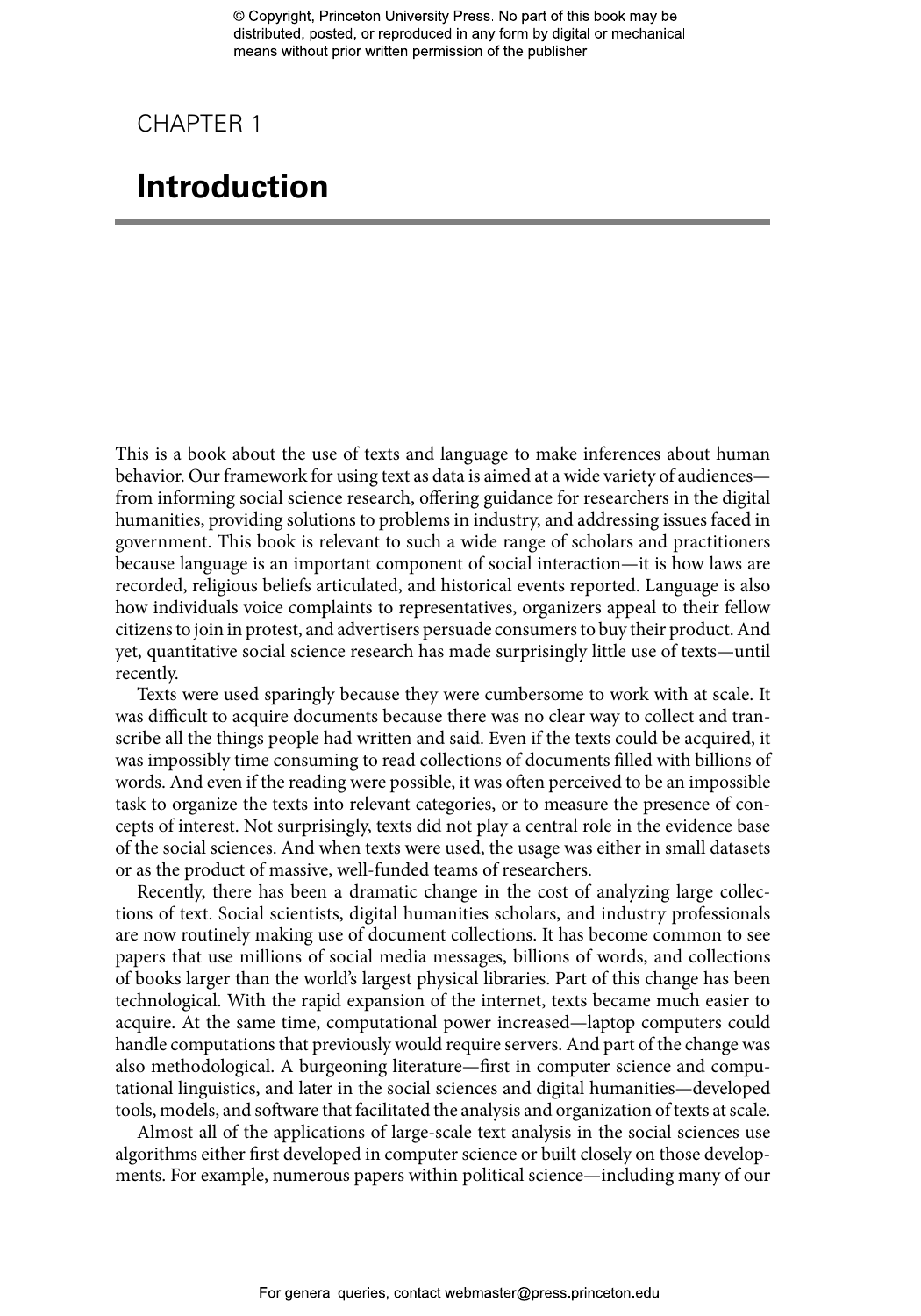CHAPTER 1

# Introduction

This is a book about the use of texts and language to make inferences about human behavior. Our framework for using text as data is aimed at a wide variety of audiences—from informing social science research, offering guidance for researchers in the digital humanities, providing solutions to problems in industry, and addressing issues faced in government. This book is relevant to such a wide range of scholars and practitioners because language is an important component of social interaction—it is how laws are recorded, religious beliefs articulated, and historical events reported. Language is also how individuals voice complaints to representatives, organizers appeal to their fellow citizens to join in protest, and advertisers persuade consumers to buy their product. And yet, quantitative social science research has made surprisingly little use of texts—until recently.

Texts were used sparingly because they were cumbersome to work with at scale. It was difficult to acquire documents because there was no clear way to collect and transcribe all the things people had written and said. Even if the texts could be acquired, it was impossibly time consuming to read collections of documents filled with billions of words. And even if the reading were possible, it was often perceived to be an impossible task to organize the texts into relevant categories, or to measure the presence of concepts of interest. Not surprisingly, texts did not play a central role in the evidence base of the social sciences. And when texts were used, the usage was either in small datasets or as the product of massive, well-funded teams of researchers.

Recently, there has been a dramatic change in the cost of analyzing large collections of text. Social scientists, digital humanities scholars, and industry professionals are now routinely making use of document collections. It has become common to see papers that use millions of social media messages, billions of words, and collections of books larger than the world's largest physical libraries. Part of this change has been technological. With the rapid expansion of the internet, texts became much easier to acquire. At the same time, computational power increased—laptop computers could handle computations that previously would require servers. And part of the change was also methodological. A burgeoning literature—first in computer science and computational linguistics, and later in the social sciences and digital humanities—developed tools, models, and software that facilitated the analysis and organization of texts at scale.

Almost all of the applications of large-scale text analysis in the social sciences use algorithms either first developed in computer science or built closely on those developments. For example, numerous papers within political science—including many of our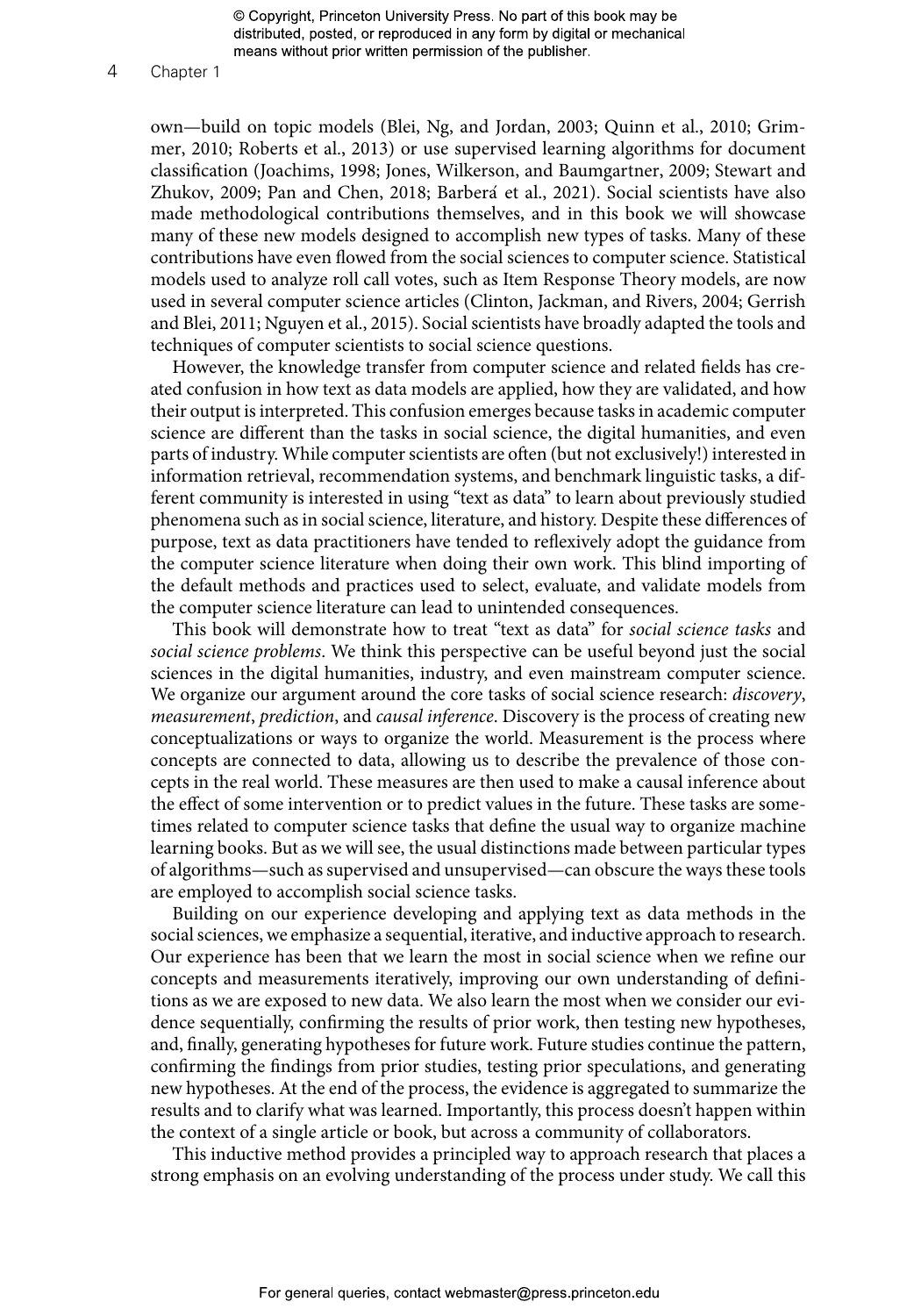own—build on topic models (Blei, Ng, and Jordan, 2003; Quinn et al., 2010; Grimmer, 2010; Roberts et al., 2013) or use supervised learning algorithms for document classification (Joachims, 1998; Jones, Wilkerson, and Baumgartner, 2009; Stewart and Zhukov, 2009; Pan and Chen, 2018; Barberá et al., 2021). Social scientists have also made methodological contributions themselves, and in this book we will showcase many of these new models designed to accomplish new types of tasks. Many of these contributions have even flowed from the social sciences to computer science. Statistical models used to analyze roll call votes, such as Item Response Theory models, are now used in several computer science articles (Clinton, Jackman, and Rivers, 2004; Gerrish and Blei, 2011; Nguyen et al., 2015). Social scientists have broadly adapted the tools and techniques of computer scientists to social science questions.

However, the knowledge transfer from computer science and related fields has created confusion in how text as data models are applied, how they are validated, and how their output is interpreted. This confusion emerges because tasks in academic computer science are different than the tasks in social science, the digital humanities, and even parts of industry. While computer scientists are often (but not exclusively!) interested in information retrieval, recommendation systems, and benchmark linguistic tasks, a different community is interested in using "text as data" to learn about previously studied phenomena such as in social science, literature, and history. Despite these differences of purpose, text as data practitioners have tended to reflexively adopt the guidance from the computer science literature when doing their own work. This blind importing of the default methods and practices used to select, evaluate, and validate models from the computer science literature can lead to unintended consequences.

This book will demonstrate how to treat "text as data" for *social science tasks* and *social science problems*. We think this perspective can be useful beyond just the social sciences in the digital humanities, industry, and even mainstream computer science. We organize our argument around the core tasks of social science research: *discovery*, *measurement*, *prediction*, and *causal inference*. Discovery is the process of creating new conceptualizations or ways to organize the world. Measurement is the process where concepts are connected to data, allowing us to describe the prevalence of those concepts in the real world. These measures are then used to make a causal inference about the effect of some intervention or to predict values in the future. These tasks are sometimes related to computer science tasks that define the usual way to organize machine learning books. But as we will see, the usual distinctions made between particular types of algorithms—such as supervised and unsupervised—can obscure the ways these tools are employed to accomplish social science tasks.

Building on our experience developing and applying text as data methods in the social sciences, we emphasize a sequential, iterative, and inductive approach to research. Our experience has been that we learn the most in social science when we refine our concepts and measurements iteratively, improving our own understanding of definitions as we are exposed to new data. We also learn the most when we consider our evidence sequentially, confirming the results of prior work, then testing new hypotheses, and, finally, generating hypotheses for future work. Future studies continue the pattern, confirming the findings from prior studies, testing prior speculations, and generating new hypotheses. At the end of the process, the evidence is aggregated to summarize the results and to clarify what was learned. Importantly, this process doesn't happen within the context of a single article or book, but across a community of collaborators.

This inductive method provides a principled way to approach research that places a strong emphasis on an evolving understanding of the process under study. We call this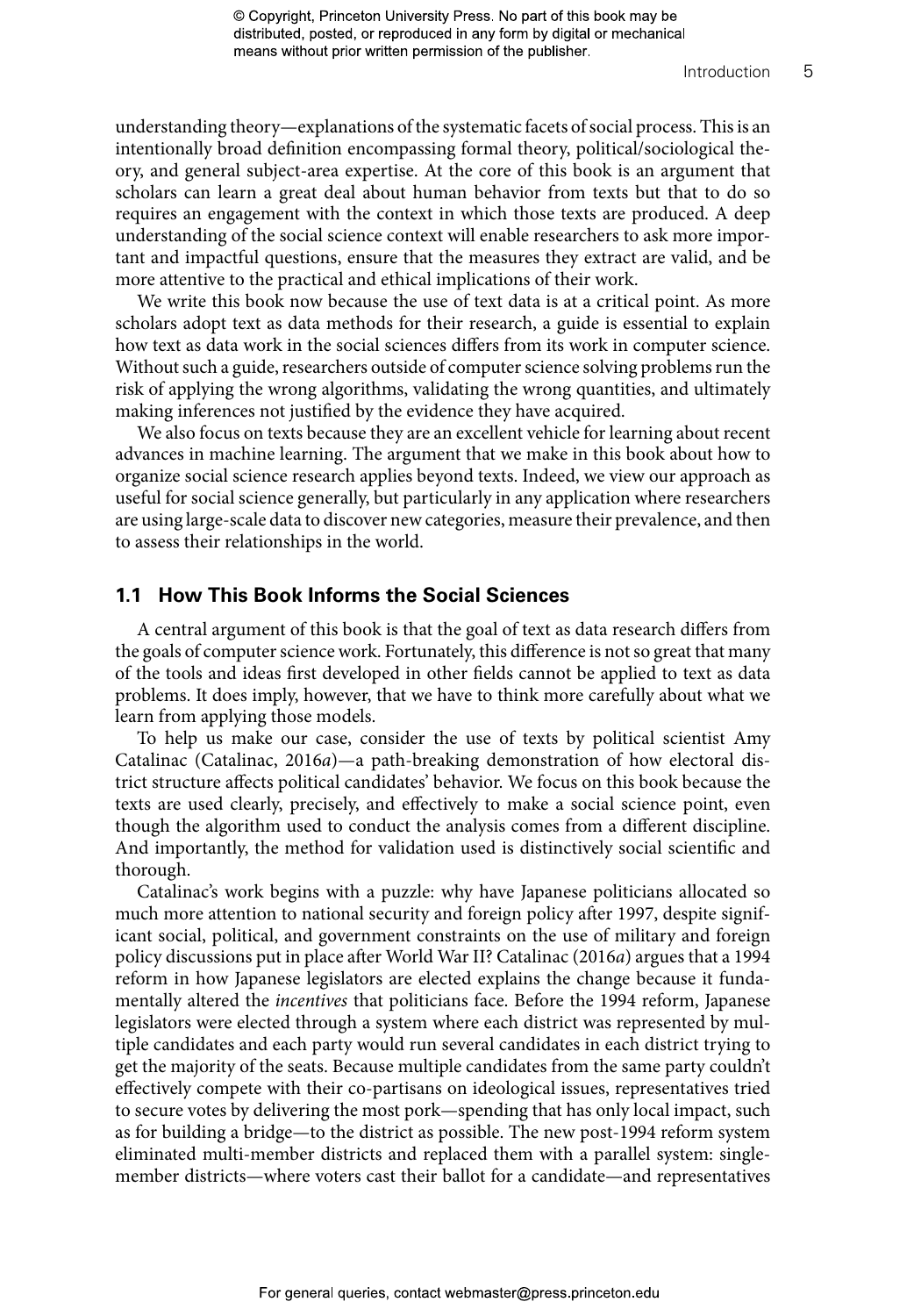understanding theory—explanations of the systematic facets of social process. This is an intentionally broad definition encompassing formal theory, political/sociological theory, and general subject-area expertise. At the core of this book is an argument that scholars can learn a great deal about human behavior from texts but that to do so requires an engagement with the context in which those texts are produced. A deep understanding of the social science context will enable researchers to ask more important and impactful questions, ensure that the measures they extract are valid, and be more attentive to the practical and ethical implications of their work.

We write this book now because the use of text data is at a critical point. As more scholars adopt text as data methods for their research, a guide is essential to explain how text as data work in the social sciences differs from its work in computer science. Without such a guide, researchers outside of computer science solving problems run the risk of applying the wrong algorithms, validating the wrong quantities, and ultimately making inferences not justified by the evidence they have acquired.

We also focus on texts because they are an excellent vehicle for learning about recent advances in machine learning. The argument that we make in this book about how to organize social science research applies beyond texts. Indeed, we view our approach as useful for social science generally, but particularly in any application where researchers are using large-scale data to discover new categories, measure their prevalence, and then to assess their relationships in the world.

## 1.1 How This Book Informs the Social Sciences

A central argument of this book is that the goal of text as data research differs from the goals of computer science work. Fortunately, this difference is not so great that many of the tools and ideas first developed in other fields cannot be applied to text as data problems. It does imply, however, that we have to think more carefully about what we learn from applying those models.

To help us make our case, consider the use of texts by political scientist Amy Catalinac (Catalinac, 2016*a*)—a path-breaking demonstration of how electoral district structure affects political candidates' behavior. We focus on this book because the texts are used clearly, precisely, and effectively to make a social science point, even though the algorithm used to conduct the analysis comes from a different discipline. And importantly, the method for validation used is distinctively social scientific and thorough.

Catalinac's work begins with a puzzle: why have Japanese politicians allocated so much more attention to national security and foreign policy after 1997, despite significant social, political, and government constraints on the use of military and foreign policy discussions put in place after World War II? Catalinac (2016*a*) argues that a 1994 reform in how Japanese legislators are elected explains the change because it fundamentally altered the *incentives* that politicians face. Before the 1994 reform, Japanese legislators were elected through a system where each district was represented by multiple candidates and each party would run several candidates in each district trying to get the majority of the seats. Because multiple candidates from the same party couldn't effectively compete with their co-partisans on ideological issues, representatives tried to secure votes by delivering the most pork—spending that has only local impact, such as for building a bridge—to the district as possible. The new post-1994 reform system eliminated multi-member districts and replaced them with a parallel system: single-member districts—where voters cast their ballot for a candidate—and representatives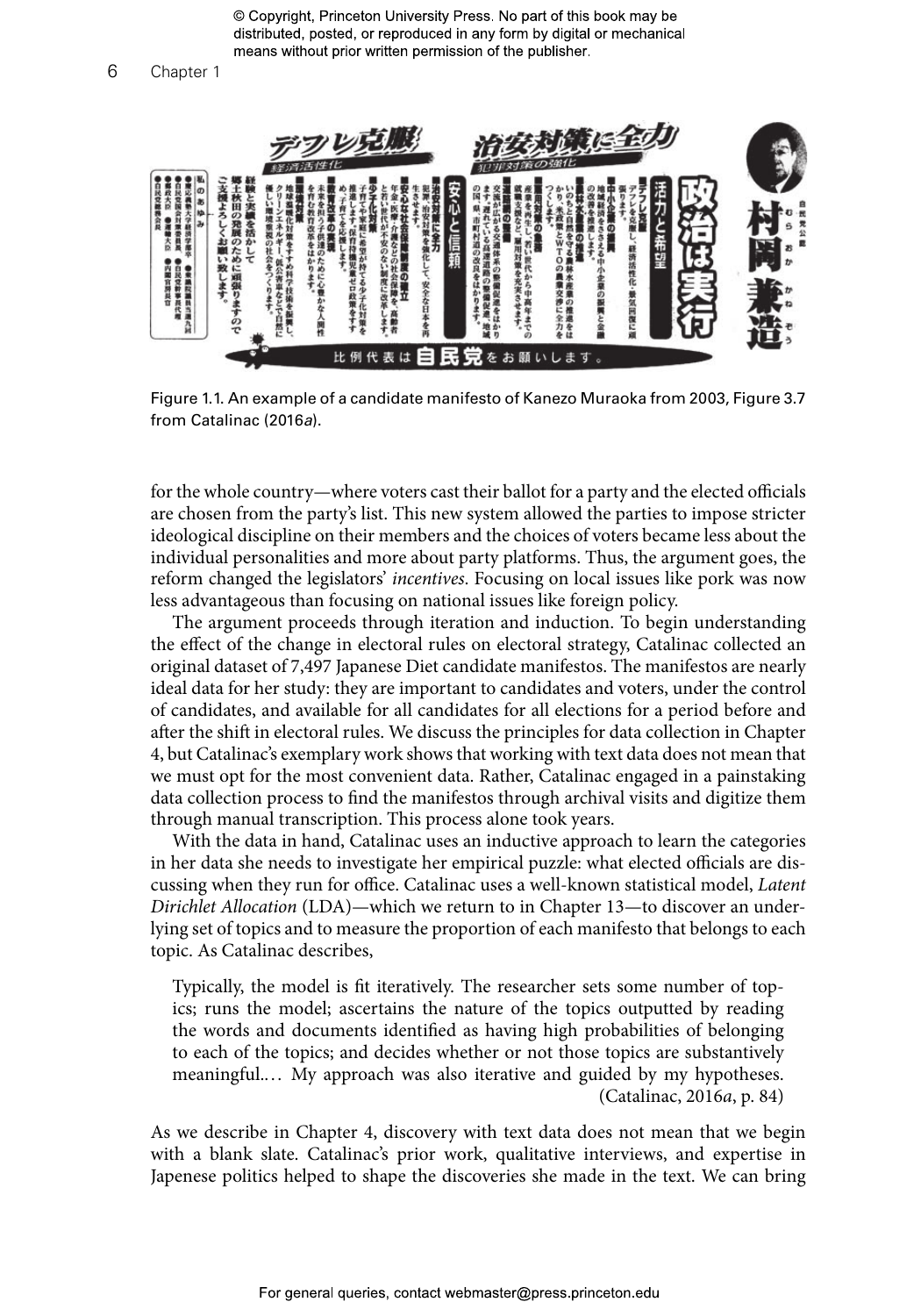Figure 1.1. An example of a candidate manifesto of Kanezo Muraoka from 2003, Figure 3.7 from Catalinac (2016*a*).

for the whole country—where voters cast their ballot for a party and the elected officials are chosen from the party's list. This new system allowed the parties to impose stricter ideological discipline on their members and the choices of voters became less about the individual personalities and more about party platforms. Thus, the argument goes, the reform changed the legislators' *incentives*. Focusing on local issues like pork was now less advantageous than focusing on national issues like foreign policy.

The argument proceeds through iteration and induction. To begin understanding the effect of the change in electoral rules on electoral strategy, Catalinac collected an original dataset of 7,497 Japanese Diet candidate manifestos. The manifestos are nearly ideal data for her study: they are important to candidates and voters, under the control of candidates, and available for all candidates for all elections for a period before and after the shift in electoral rules. We discuss the principles for data collection in Chapter 4, but Catalinac's exemplary work shows that working with text data does not mean that we must opt for the most convenient data. Rather, Catalinac engaged in a painstaking data collection process to find the manifestos through archival visits and digitize them through manual transcription. This process alone took years.

With the data in hand, Catalinac uses an inductive approach to learn the categories in her data she needs to investigate her empirical puzzle: what elected officials are discussing when they run for office. Catalinac uses a well-known statistical model, *Latent Dirichlet Allocation* (LDA)—which we return to in Chapter 13—to discover an underlying set of topics and to measure the proportion of each manifesto that belongs to each topic. As Catalinac describes,

> Typically, the model is fit iteratively. The researcher sets some number of topics; runs the model; ascertains the nature of the topics outputted by reading the words and documents identified as having high probabilities of belonging to each of the topics; and decides whether or not those topics are substantively meaningful.… My approach was also iterative and guided by my hypotheses. (Catalinac, 2016*a*, p. 84)

As we describe in Chapter 4, discovery with text data does not mean that we begin with a blank slate. Catalinac's prior work, qualitative interviews, and expertise in Japanese politics helped to shape the discoveries she made in the text. We can bring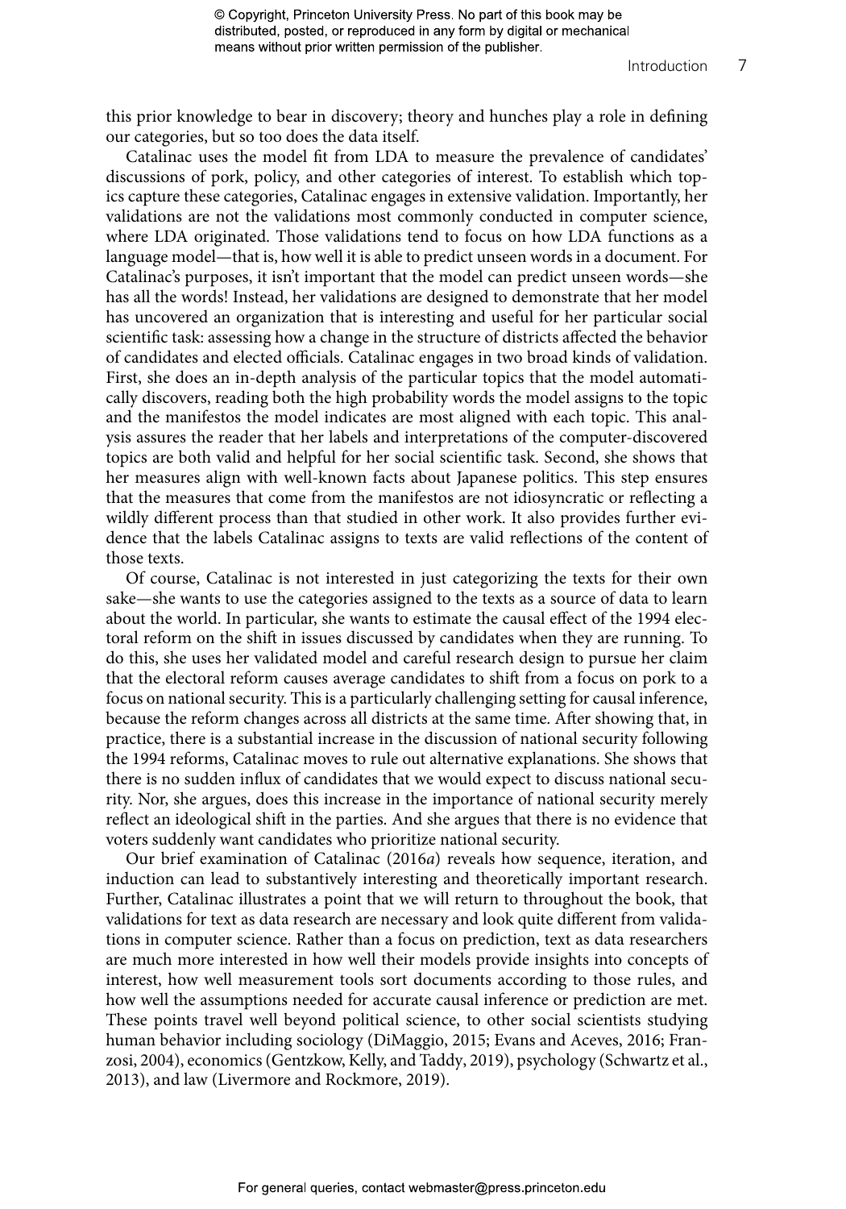this prior knowledge to bear in discovery; theory and hunches play a role in defining our categories, but so too does the data itself.

Catalinac uses the model fit from LDA to measure the prevalence of candidates' discussions of pork, policy, and other categories of interest. To establish which topics capture these categories, Catalinac engages in extensive validation. Importantly, her validations are not the validations most commonly conducted in computer science, where LDA originated. Those validations tend to focus on how LDA functions as a language model—that is, how well it is able to predict unseen words in a document. For Catalinac's purposes, it isn't important that the model can predict unseen words—she has all the words! Instead, her validations are designed to demonstrate that her model has uncovered an organization that is interesting and useful for her particular social scientific task: assessing how a change in the structure of districts affected the behavior of candidates and elected officials. Catalinac engages in two broad kinds of validation. First, she does an in-depth analysis of the particular topics that the model automatically discovers, reading both the high probability words the model assigns to the topic and the manifestos the model indicates are most aligned with each topic. This analysis assures the reader that her labels and interpretations of the computer-discovered topics are both valid and helpful for her social scientific task. Second, she shows that her measures align with well-known facts about Japanese politics. This step ensures that the measures that come from the manifestos are not idiosyncratic or reflecting a wildly different process than that studied in other work. It also provides further evidence that the labels Catalinac assigns to texts are valid reflections of the content of those texts.

Of course, Catalinac is not interested in just categorizing the texts for their own sake—she wants to use the categories assigned to the texts as a source of data to learn about the world. In particular, she wants to estimate the causal effect of the 1994 electoral reform on the shift in issues discussed by candidates when they are running. To do this, she uses her validated model and careful research design to pursue her claim that the electoral reform causes average candidates to shift from a focus on pork to a focus on national security. This is a particularly challenging setting for causal inference, because the reform changes across all districts at the same time. After showing that, in practice, there is a substantial increase in the discussion of national security following the 1994 reforms, Catalinac moves to rule out alternative explanations. She shows that there is no sudden influx of candidates that we would expect to discuss national security. Nor, she argues, does this increase in the importance of national security merely reflect an ideological shift in the parties. And she argues that there is no evidence that voters suddenly want candidates who prioritize national security.

Our brief examination of Catalinac (2016*a*) reveals how sequence, iteration, and induction can lead to substantively interesting and theoretically important research. Further, Catalinac illustrates a point that we will return to throughout the book, that validations for text as data research are necessary and look quite different from validations in computer science. Rather than a focus on prediction, text as data researchers are much more interested in how well their models provide insights into concepts of interest, how well measurement tools sort documents according to those rules, and how well the assumptions needed for accurate causal inference or prediction are met. These points travel well beyond political science, to other social scientists studying human behavior including sociology (DiMaggio, 2015; Evans and Aceves, 2016; Franzosi, 2004), economics (Gentzkow, Kelly, and Taddy, 2019), psychology (Schwartz et al., 2013), and law (Livermore and Rockmore, 2019).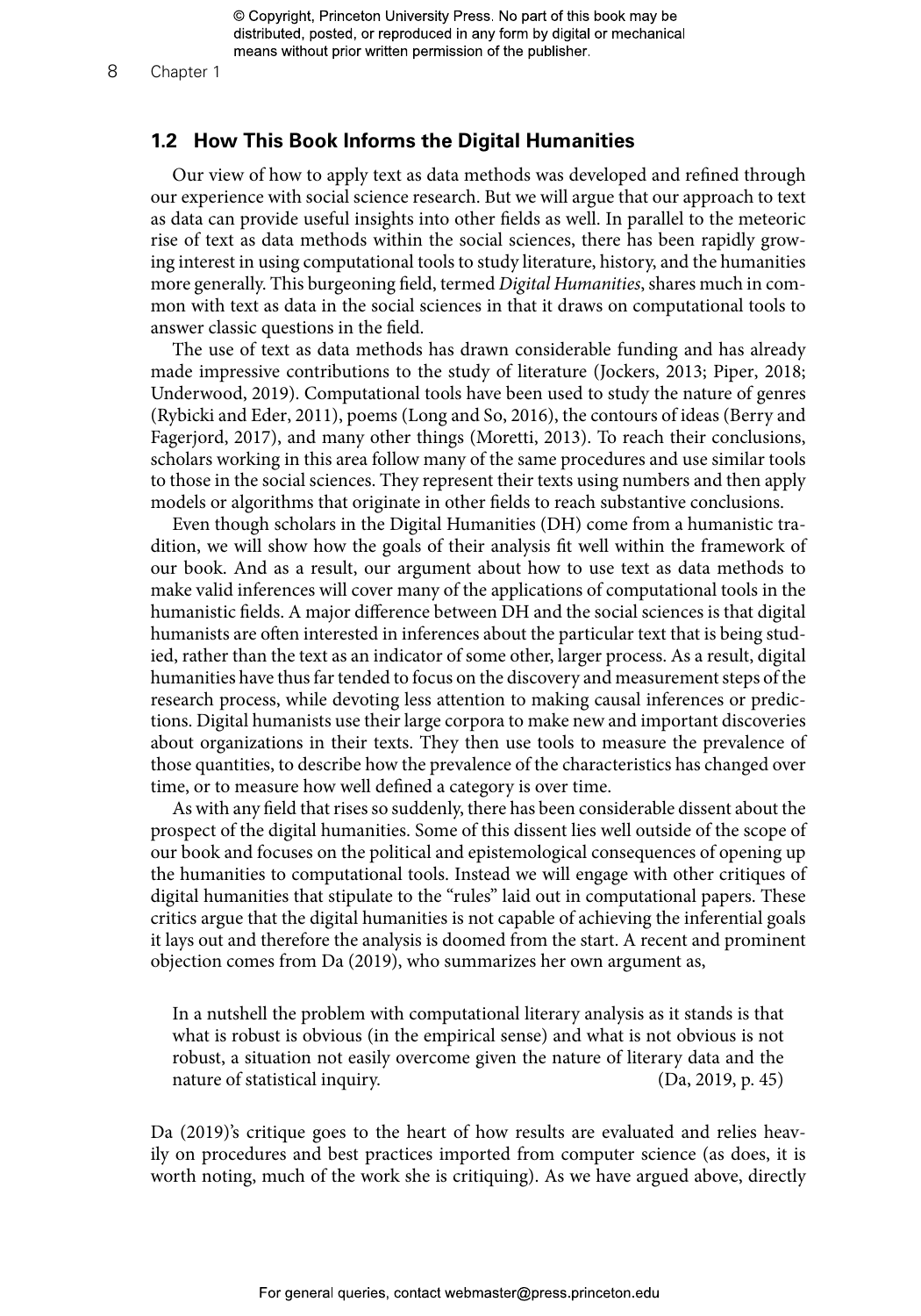## 1.2 How This Book Informs the Digital Humanities

Our view of how to apply text as data methods was developed and refined through our experience with social science research. But we will argue that our approach to text as data can provide useful insights into other fields as well. In parallel to the meteoric rise of text as data methods within the social sciences, there has been rapidly growing interest in using computational tools to study literature, history, and the humanities more generally. This burgeoning field, termed *Digital Humanities*, shares much in common with text as data in the social sciences in that it draws on computational tools to answer classic questions in the field.

The use of text as data methods has drawn considerable funding and has already made impressive contributions to the study of literature (Jockers, 2013; Piper, 2018; Underwood, 2019). Computational tools have been used to study the nature of genres (Rybicki and Eder, 2011), poems (Long and So, 2016), the contours of ideas (Berry and Fagerjord, 2017), and many other things (Moretti, 2013). To reach their conclusions, scholars working in this area follow many of the same procedures and use similar tools to those in the social sciences. They represent their texts using numbers and then apply models or algorithms that originate in other fields to reach substantive conclusions.

Even though scholars in the Digital Humanities (DH) come from a humanistic tradition, we will show how the goals of their analysis fit well within the framework of our book. And as a result, our argument about how to use text as data methods to make valid inferences will cover many of the applications of computational tools in the humanistic fields. A major difference between DH and the social sciences is that digital humanists are often interested in inferences about the particular text that is being studied, rather than the text as an indicator of some other, larger process. As a result, digital humanities have thus far tended to focus on the discovery and measurement steps of the research process, while devoting less attention to making causal inferences or predictions. Digital humanists use their large corpora to make new and important discoveries about organizations in their texts. They then use tools to measure the prevalence of those quantities, to describe how the prevalence of the characteristics has changed over time, or to measure how well defined a category is over time.

As with any field that rises so suddenly, there has been considerable dissent about the prospect of the digital humanities. Some of this dissent lies well outside of the scope of our book and focuses on the political and epistemological consequences of opening up the humanities to computational tools. Instead we will engage with other critiques of digital humanities that stipulate to the "rules" laid out in computational papers. These critics argue that the digital humanities is not capable of achieving the inferential goals it lays out and therefore the analysis is doomed from the start. A recent and prominent objection comes from Da (2019), who summarizes her own argument as,

> In a nutshell the problem with computational literary analysis as it stands is that what is robust is obvious (in the empirical sense) and what is not obvious is not robust, a situation not easily overcome given the nature of literary data and the nature of statistical inquiry. (Da, 2019, p. 45)

Da (2019)'s critique goes to the heart of how results are evaluated and relies heavily on procedures and best practices imported from computer science (as does, it is worth noting, much of the work she is critiquing). As we have argued above, directly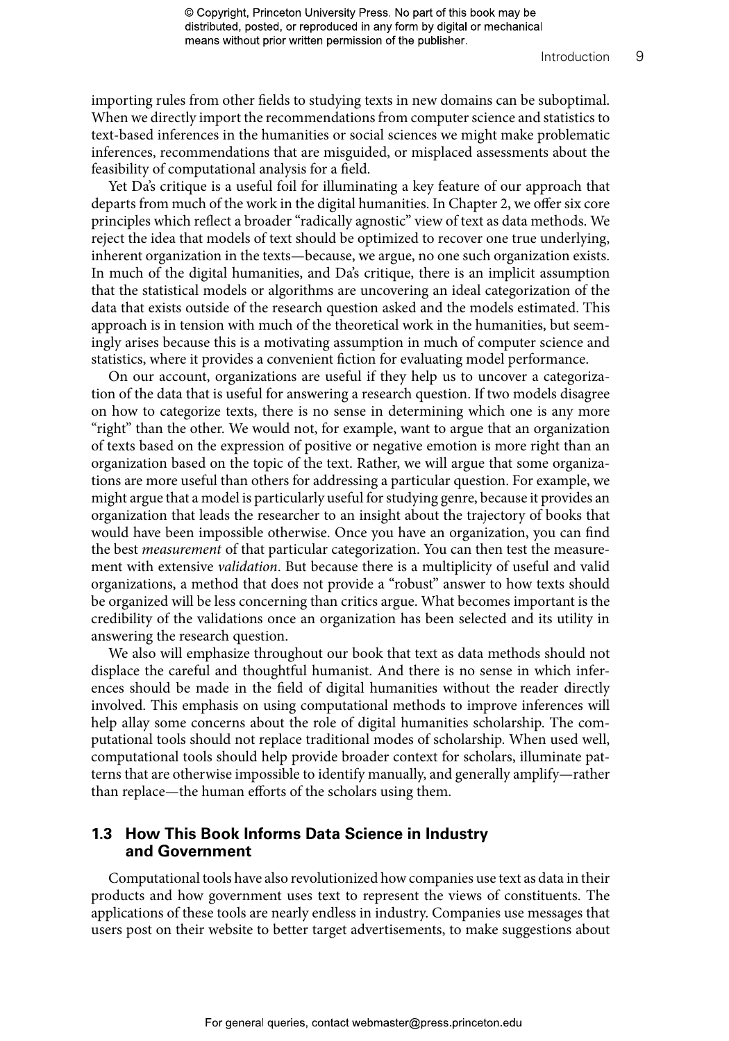importing rules from other fields to studying texts in new domains can be suboptimal. When we directly import the recommendations from computer science and statistics to text-based inferences in the humanities or social sciences we might make problematic inferences, recommendations that are misguided, or misplaced assessments about the feasibility of computational analysis for a field.

Yet Da's critique is a useful foil for illuminating a key feature of our approach that departs from much of the work in the digital humanities. In Chapter 2, we offer six core principles which reflect a broader "radically agnostic" view of text as data methods. We reject the idea that models of text should be optimized to recover one true underlying, inherent organization in the texts—because, we argue, no one such organization exists. In much of the digital humanities, and Da's critique, there is an implicit assumption that the statistical models or algorithms are uncovering an ideal categorization of the data that exists outside of the research question asked and the models estimated. This approach is in tension with much of the theoretical work in the humanities, but seemingly arises because this is a motivating assumption in much of computer science and statistics, where it provides a convenient fiction for evaluating model performance.

On our account, organizations are useful if they help us to uncover a categorization of the data that is useful for answering a research question. If two models disagree on how to categorize texts, there is no sense in determining which one is any more "right" than the other. We would not, for example, want to argue that an organization of texts based on the expression of positive or negative emotion is more right than an organization based on the topic of the text. Rather, we will argue that some organizations are more useful than others for addressing a particular question. For example, we might argue that a model is particularly useful for studying genre, because it provides an organization that leads the researcher to an insight about the trajectory of books that would have been impossible otherwise. Once you have an organization, you can find the best *measurement* of that particular categorization. You can then test the measurement with extensive *validation*. But because there is a multiplicity of useful and valid organizations, a method that does not provide a "robust" answer to how texts should be organized will be less concerning than critics argue. What becomes important is the credibility of the validations once an organization has been selected and its utility in answering the research question.

We also will emphasize throughout our book that text as data methods should not displace the careful and thoughtful humanist. And there is no sense in which inferences should be made in the field of digital humanities without the reader directly involved. This emphasis on using computational methods to improve inferences will help allay some concerns about the role of digital humanities scholarship. The computational tools should not replace traditional modes of scholarship. When used well, computational tools should help provide broader context for scholars, illuminate patterns that are otherwise impossible to identify manually, and generally amplify—rather than replace—the human efforts of the scholars using them.

## 1.3 How This Book Informs Data Science in Industry and Government

Computational tools have also revolutionized how companies use text as data in their products and how government uses text to represent the views of constituents. The applications of these tools are nearly endless in industry. Companies use messages that users post on their website to better target advertisements, to make suggestions about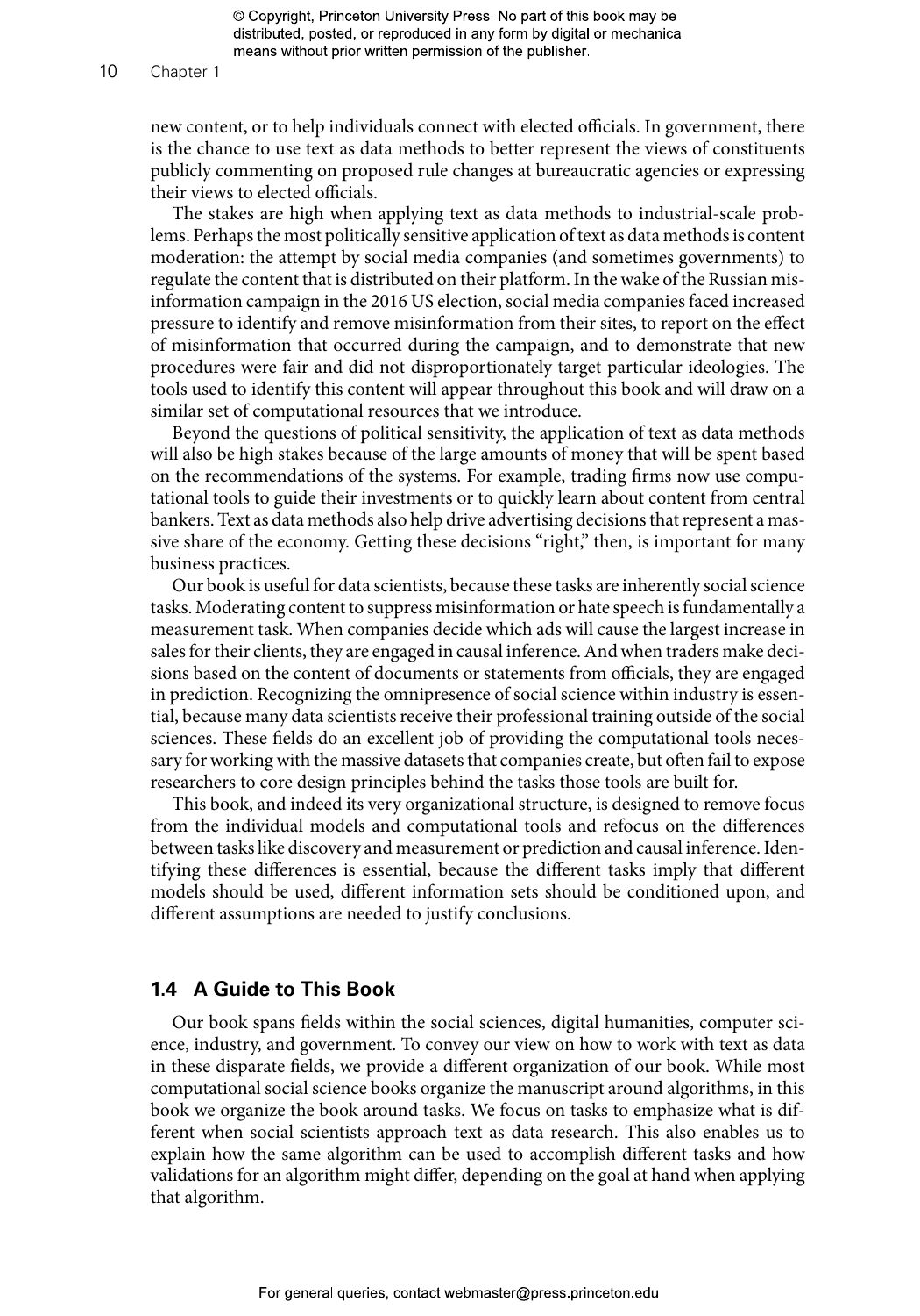new content, or to help individuals connect with elected officials. In government, there is the chance to use text as data methods to better represent the views of constituents publicly commenting on proposed rule changes at bureaucratic agencies or expressing their views to elected officials.

The stakes are high when applying text as data methods to industrial-scale problems. Perhaps the most politically sensitive application of text as data methods is content moderation: the attempt by social media companies (and sometimes governments) to regulate the content that is distributed on their platform. In the wake of the Russian misinformation campaign in the 2016 US election, social media companies faced increased pressure to identify and remove misinformation from their sites, to report on the effect of misinformation that occurred during the campaign, and to demonstrate that new procedures were fair and did not disproportionately target particular ideologies. The tools used to identify this content will appear throughout this book and will draw on a similar set of computational resources that we introduce.

Beyond the questions of political sensitivity, the application of text as data methods will also be high stakes because of the large amounts of money that will be spent based on the recommendations of the systems. For example, trading firms now use computational tools to guide their investments or to quickly learn about content from central bankers. Text as data methods also help drive advertising decisions that represent a massive share of the economy. Getting these decisions "right," then, is important for many business practices.

Our book is useful for data scientists, because these tasks are inherently social science tasks. Moderating content to suppress misinformation or hate speech is fundamentally a measurement task. When companies decide which ads will cause the largest increase in sales for their clients, they are engaged in causal inference. And when traders make decisions based on the content of documents or statements from officials, they are engaged in prediction. Recognizing the omnipresence of social science within industry is essential, because many data scientists receive their professional training outside of the social sciences. These fields do an excellent job of providing the computational tools necessary for working with the massive datasets that companies create, but often fail to expose researchers to core design principles behind the tasks those tools are built for.

This book, and indeed its very organizational structure, is designed to remove focus from the individual models and computational tools and refocus on the differences between tasks like discovery and measurement or prediction and causal inference. Identifying these differences is essential, because the different tasks imply that different models should be used, different information sets should be conditioned upon, and different assumptions are needed to justify conclusions.

## 1.4 A Guide to This Book

Our book spans fields within the social sciences, digital humanities, computer science, industry, and government. To convey our view on how to work with text as data in these disparate fields, we provide a different organization of our book. While most computational social science books organize the manuscript around algorithms, in this book we organize the book around tasks. We focus on tasks to emphasize what is different when social scientists approach text as data research. This also enables us to explain how the same algorithm can be used to accomplish different tasks and how validations for an algorithm might differ, depending on the goal at hand when applying that algorithm.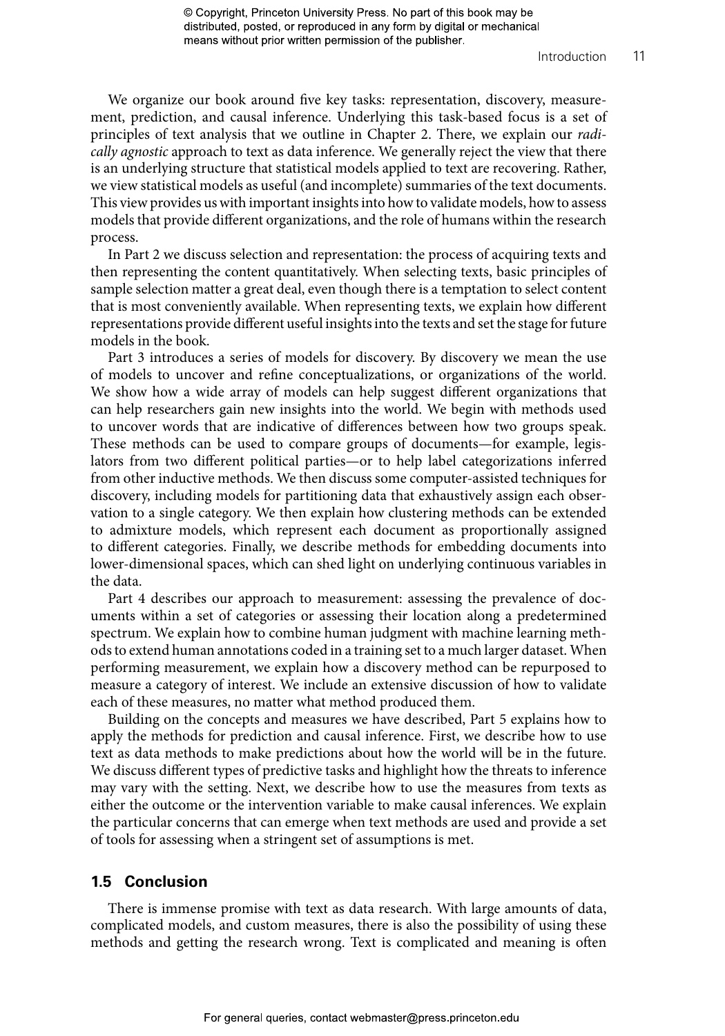We organize our book around five key tasks: representation, discovery, measurement, prediction, and causal inference. Underlying this task-based focus is a set of principles of text analysis that we outline in Chapter 2. There, we explain our *radically agnostic* approach to text as data inference. We generally reject the view that there is an underlying structure that statistical models applied to text are recovering. Rather, we view statistical models as useful (and incomplete) summaries of the text documents. This view provides us with important insights into how to validate models, how to assess models that provide different organizations, and the role of humans within the research process.

In Part 2 we discuss selection and representation: the process of acquiring texts and then representing the content quantitatively. When selecting texts, basic principles of sample selection matter a great deal, even though there is a temptation to select content that is most conveniently available. When representing texts, we explain how different representations provide different useful insights into the texts and set the stage for future models in the book.

Part 3 introduces a series of models for discovery. By discovery we mean the use of models to uncover and refine conceptualizations, or organizations of the world. We show how a wide array of models can help suggest different organizations that can help researchers gain new insights into the world. We begin with methods used to uncover words that are indicative of differences between how two groups speak. These methods can be used to compare groups of documents—for example, legislators from two different political parties—or to help label categorizations inferred from other inductive methods. We then discuss some computer-assisted techniques for discovery, including models for partitioning data that exhaustively assign each observation to a single category. We then explain how clustering methods can be extended to admixture models, which represent each document as proportionally assigned to different categories. Finally, we describe methods for embedding documents into lower-dimensional spaces, which can shed light on underlying continuous variables in the data.

Part 4 describes our approach to measurement: assessing the prevalence of documents within a set of categories or assessing their location along a predetermined spectrum. We explain how to combine human judgment with machine learning methods to extend human annotations coded in a training set to a much larger dataset. When performing measurement, we explain how a discovery method can be repurposed to measure a category of interest. We include an extensive discussion of how to validate each of these measures, no matter what method produced them.

Building on the concepts and measures we have described, Part 5 explains how to apply the methods for prediction and causal inference. First, we describe how to use text as data methods to make predictions about how the world will be in the future. We discuss different types of predictive tasks and highlight how the threats to inference may vary with the setting. Next, we describe how to use the measures from texts as either the outcome or the intervention variable to make causal inferences. We explain the particular concerns that can emerge when text methods are used and provide a set of tools for assessing when a stringent set of assumptions is met.

## 1.5 Conclusion

There is immense promise with text as data research. With large amounts of data, complicated models, and custom measures, there is also the possibility of using these methods and getting the research wrong. Text is complicated and meaning is often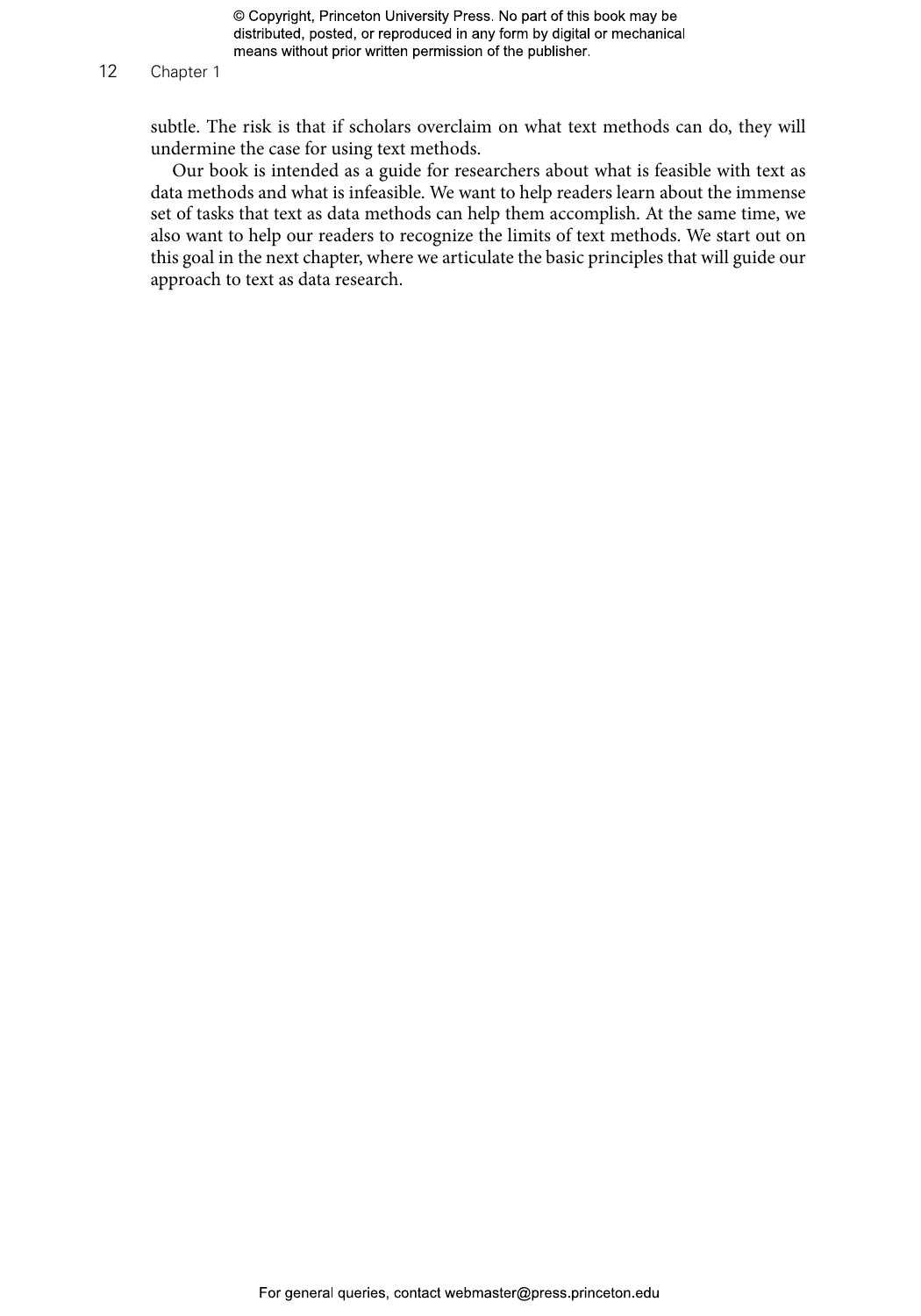subtle. The risk is that if scholars overclaim on what text methods can do, they will undermine the case for using text methods.

Our book is intended as a guide for researchers about what is feasible with text as data methods and what is infeasible. We want to help readers learn about the immense set of tasks that text as data methods can help them accomplish. At the same time, we also want to help our readers to recognize the limits of text methods. We start out on this goal in the next chapter, where we articulate the basic principles that will guide our approach to text as data research.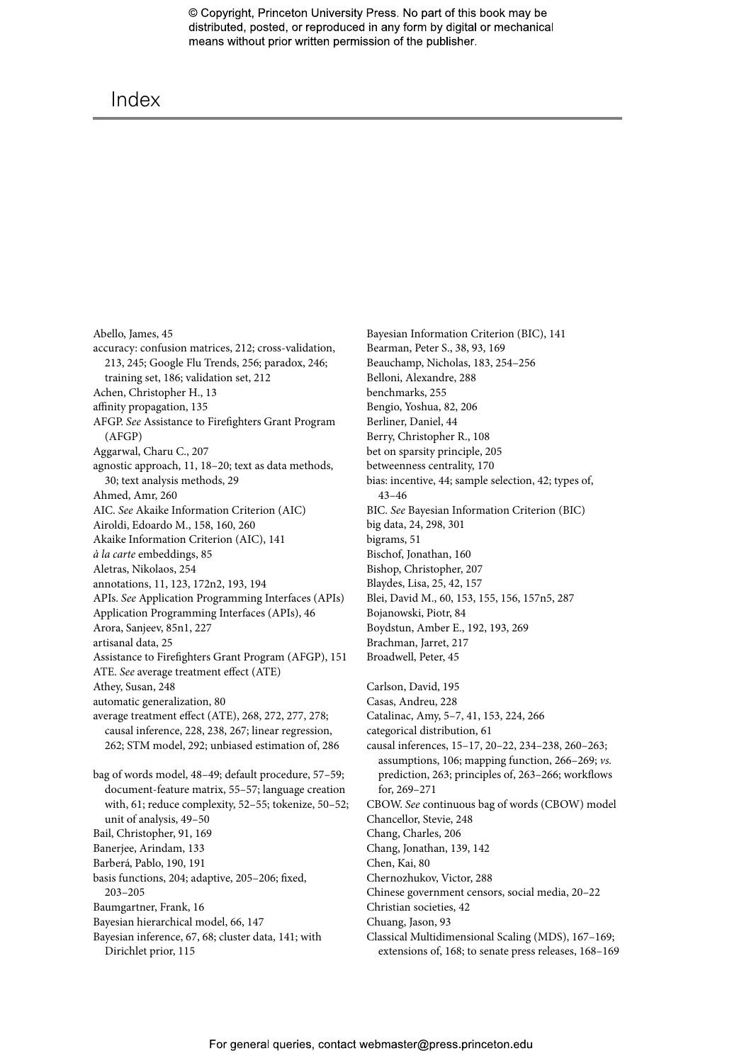# Index

Abello, James, 45

accuracy: confusion matrices, 212; cross-validation, 213, 245; Google Flu Trends, 256; paradox, 246; training set, 186; validation set, 212

Achen, Christopher H., 13

affinity propagation, 135

AFGP. *See* Assistance to Firefighters Grant Program (AFGP)

Aggarwal, Charu C., 207

agnostic approach, 11, 18–20; text as data methods, 30; text analysis methods, 29

Ahmed, Amr, 260

AIC. *See* Akaike Information Criterion (AIC)

Airoldi, Edoardo M., 158, 160, 260

Akaike Information Criterion (AIC), 141

*à la carte* embeddings, 85

Aletras, Nikolaos, 254

annotations, 11, 123, 172n2, 193, 194

APIs. *See* Application Programming Interfaces (APIs)

Application Programming Interfaces (APIs), 46

Arora, Sanjeev, 85n1, 227

artisanal data, 25

Assistance to Firefighters Grant Program (AFGP), 151

ATE. *See* average treatment effect (ATE)

Athey, Susan, 248

automatic generalization, 80

average treatment effect (ATE), 268, 272, 277, 278; causal inference, 228, 238, 267; linear regression, 262; STM model, 292; unbiased estimation of, 286

bag of words model, 48–49; default procedure, 57–59; document-feature matrix, 55–57; language creation with, 61; reduce complexity, 52–55; tokenize, 50–52; unit of analysis, 49–50

Bail, Christopher, 91, 169

Banerjee, Arindam, 133

Barberá, Pablo, 190, 191

basis functions, 204; adaptive, 205–206; fixed, 203–205

Baumgartner, Frank, 16

Bayesian hierarchical model, 66, 147

Bayesian inference, 67, 68; cluster data, 141; with Dirichlet prior, 115

Bayesian Information Criterion (BIC), 141

Bearman, Peter S., 38, 93, 169

Beauchamp, Nicholas, 183, 254–256

Belloni, Alexandre, 288

benchmarks, 255

Bengio, Yoshua, 82, 206

Berliner, Daniel, 44

Berry, Christopher R., 108

bet on sparsity principle, 205

betweenness centrality, 170

bias: incentive, 44; sample selection, 42; types of, 43–46

BIC. *See* Bayesian Information Criterion (BIC)

big data, 24, 298, 301

bigrams, 51

Bischof, Jonathan, 160

Bishop, Christopher, 207

Blaydes, Lisa, 25, 42, 157

Blei, David M., 60, 153, 155, 156, 157n5, 287

Bojanowski, Piotr, 84

Boydstun, Amber E., 192, 193, 269

Brachman, Jarret, 217

Broadwell, Peter, 45

Carlson, David, 195

Casas, Andreu, 228

Catalinac, Amy, 5–7, 41, 153, 224, 266

categorical distribution, 61

causal inferences, 15–17, 20–22, 234–238, 260–263; assumptions, 106; mapping function, 266–269; *vs.* prediction, 263; principles of, 263–266; workflows for, 269–271

CBOW. *See* continuous bag of words (CBOW) model

Chancellor, Stevie, 248

Chang, Charles, 206

Chang, Jonathan, 139, 142

Chen, Kai, 80

Chernozhukov, Victor, 288

Chinese government censors, social media, 20–22

Christian societies, 42

Chuang, Jason, 93

Classical Multidimensional Scaling (MDS), 167–169; extensions of, 168; to senate press releases, 168–169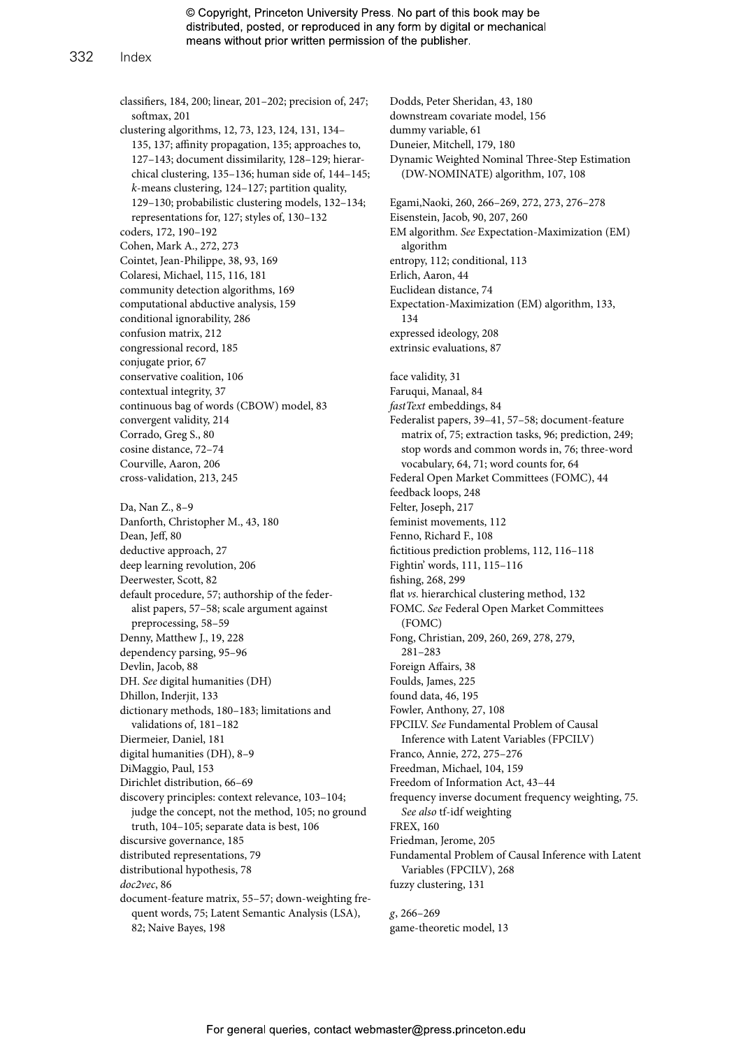classifiers, 184, 200; linear, 201–202; precision of, 247; softmax, 201
clustering algorithms, 12, 73, 123, 124, 131, 134–135, 137; affinity propagation, 135; approaches to, 127–143; document dissimilarity, 128–129; hierarchical clustering, 135–136; human side of, 144–145; *k*-means clustering, 124–127; partition quality, 129–130; probabilistic clustering models, 132–134; representations for, 127; styles of, 130–132
coders, 172, 190–192
Cohen, Mark A., 272, 273
Cointet, Jean-Philippe, 38, 93, 169
Colaresi, Michael, 115, 116, 181
community detection algorithms, 169
computational abductive analysis, 159
conditional ignorability, 286
confusion matrix, 212
congressional record, 185
conjugate prior, 67
conservative coalition, 106
contextual integrity, 37
continuous bag of words (CBOW) model, 83
convergent validity, 214
Corrado, Greg S., 80
cosine distance, 72–74
Courville, Aaron, 206
cross-validation, 213, 245

Da, Nan Z., 8–9
Danforth, Christopher M., 43, 180
Dean, Jeff, 80
deductive approach, 27
deep learning revolution, 206
Deerwester, Scott, 82
default procedure, 57; authorship of the federalist papers, 57–58; scale argument against preprocessing, 58–59
Denny, Matthew J., 19, 228
dependency parsing, 95–96
Devlin, Jacob, 88
DH. *See* digital humanities (DH)
Dhillon, Inderjit, 133
dictionary methods, 180–183; limitations and validations of, 181–182
Diermeier, Daniel, 181
digital humanities (DH), 8–9
DiMaggio, Paul, 153
Dirichlet distribution, 66–69
discovery principles: context relevance, 103–104; judge the concept, not the method, 105; no ground truth, 104–105; separate data is best, 106
discursive governance, 185
distributed representations, 79
distributional hypothesis, 78
*doc2vec*, 86
document-feature matrix, 55–57; down-weighting frequent words, 75; Latent Semantic Analysis (LSA), 82; Naive Bayes, 198

Dodds, Peter Sheridan, 43, 180
downstream covariate model, 156
dummy variable, 61
Duneier, Mitchell, 179, 180
Dynamic Weighted Nominal Three-Step Estimation (DW-NOMINATE) algorithm, 107, 108

Egami,Naoki, 260, 266–269, 272, 273, 276–278
Eisenstein, Jacob, 90, 207, 260
EM algorithm. *See* Expectation-Maximization (EM) algorithm
entropy, 112; conditional, 113
Erlich, Aaron, 44
Euclidean distance, 74
Expectation-Maximization (EM) algorithm, 133, 134
expressed ideology, 208
extrinsic evaluations, 87

face validity, 31
Faruqui, Manaal, 84
*fastText* embeddings, 84
Federalist papers, 39–41, 57–58; document-feature matrix of, 75; extraction tasks, 96; prediction, 249; stop words and common words in, 76; three-word vocabulary, 64, 71; word counts for, 64
Federal Open Market Committees (FOMC), 44
feedback loops, 248
Felter, Joseph, 217
feminist movements, 112
Fenno, Richard F., 108
fictitious prediction problems, 112, 116–118
Fightin' words, 111, 115–116
fishing, 268, 299
flat *vs.* hierarchical clustering method, 132
FOMC. *See* Federal Open Market Committees (FOMC)
Fong, Christian, 209, 260, 269, 278, 279, 281–283
Foreign Affairs, 38
Foulds, James, 225
found data, 46, 195
Fowler, Anthony, 27, 108
FPCILV. *See* Fundamental Problem of Causal Inference with Latent Variables (FPCILV)
Franco, Annie, 272, 275–276
Freedman, Michael, 104, 159
Freedom of Information Act, 43–44
frequency inverse document frequency weighting, 75. *See also* tf-idf weighting
FREX, 160
Friedman, Jerome, 205
Fundamental Problem of Causal Inference with Latent Variables (FPCILV), 268
fuzzy clustering, 131

*g*, 266–269
game-theoretic model, 13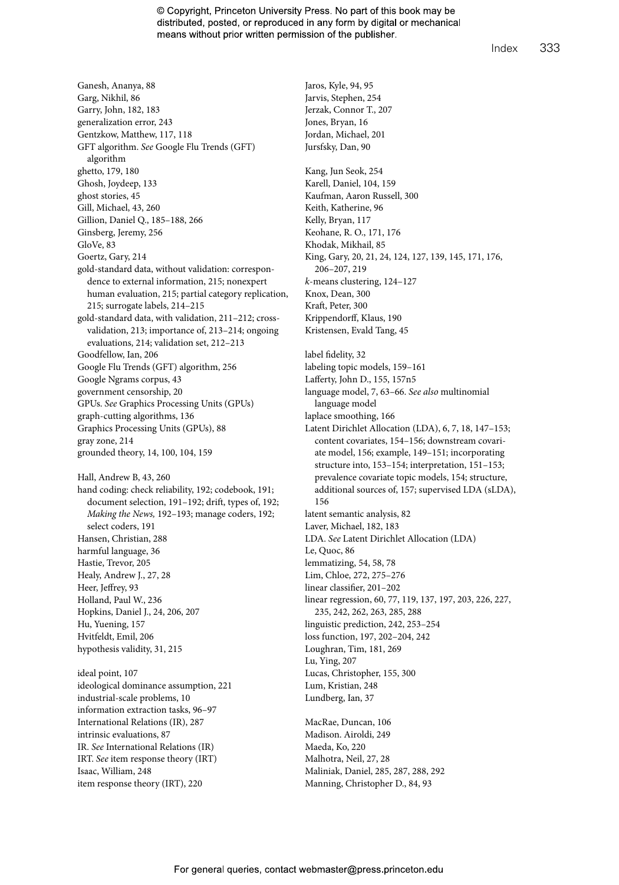Ganesh, Ananya, 88
Garg, Nikhil, 86
Garry, John, 182, 183
generalization error, 243
Gentzkow, Matthew, 117, 118
GFT algorithm. *See* Google Flu Trends (GFT) algorithm
ghetto, 179, 180
Ghosh, Joydeep, 133
ghost stories, 45
Gill, Michael, 43, 260
Gillion, Daniel Q., 185–188, 266
Ginsberg, Jeremy, 256
GloVe, 83
Goertz, Gary, 214
gold-standard data, without validation: correspondence to external information, 215; nonexpert human evaluation, 215; partial category replication, 215; surrogate labels, 214–215
gold-standard data, with validation, 211–212; cross-validation, 213; importance of, 213–214; ongoing evaluations, 214; validation set, 212–213
Goodfellow, Ian, 206
Google Flu Trends (GFT) algorithm, 256
Google Ngrams corpus, 43
government censorship, 20
GPUs. *See* Graphics Processing Units (GPUs)
graph-cutting algorithms, 136
Graphics Processing Units (GPUs), 88
gray zone, 214
grounded theory, 14, 100, 104, 159

Hall, Andrew B, 43, 260
hand coding: check reliability, 192; codebook, 191; document selection, 191–192; drift, types of, 192; *Making the News,* 192–193; manage coders, 192; select coders, 191
Hansen, Christian, 288
harmful language, 36
Hastie, Trevor, 205
Healy, Andrew J., 27, 28
Heer, Jeffrey, 93
Holland, Paul W., 236
Hopkins, Daniel J., 24, 206, 207
Hu, Yuening, 157
Hvitfeldt, Emil, 206
hypothesis validity, 31, 215

ideal point, 107
ideological dominance assumption, 221
industrial-scale problems, 10
information extraction tasks, 96–97
International Relations (IR), 287
intrinsic evaluations, 87
IR. *See* International Relations (IR)
IRT. *See* item response theory (IRT)
Isaac, William, 248
item response theory (IRT), 220

Jaros, Kyle, 94, 95
Jarvis, Stephen, 254
Jerzak, Connor T., 207
Jones, Bryan, 16
Jordan, Michael, 201
Jursfsky, Dan, 90

Kang, Jun Seok, 254
Karell, Daniel, 104, 159
Kaufman, Aaron Russell, 300
Keith, Katherine, 96
Kelly, Bryan, 117
Keohane, R. O., 171, 176
Khodak, Mikhail, 85
King, Gary, 20, 21, 24, 124, 127, 139, 145, 171, 176, 206–207, 219
*k*-means clustering, 124–127
Knox, Dean, 300
Kraft, Peter, 300
Krippendorff, Klaus, 190
Kristensen, Evald Tang, 45

label fidelity, 32
labeling topic models, 159–161
Lafferty, John D., 155, 157n5
language model, 7, 63–66. *See also* multinomial language model
laplace smoothing, 166
Latent Dirichlet Allocation (LDA), 6, 7, 18, 147–153; content covariates, 154–156; downstream covariate model, 156; example, 149–151; incorporating structure into, 153–154; interpretation, 151–153; prevalence covariate topic models, 154; structure, additional sources of, 157; supervised LDA (sLDA), 156
latent semantic analysis, 82
Laver, Michael, 182, 183
LDA. *See* Latent Dirichlet Allocation (LDA)
Le, Quoc, 86
lemmatizing, 54, 58, 78
Lim, Chloe, 272, 275–276
linear classifier, 201–202
linear regression, 60, 77, 119, 137, 197, 203, 226, 227, 235, 242, 262, 263, 285, 288
linguistic prediction, 242, 253–254
loss function, 197, 202–204, 242
Loughran, Tim, 181, 269
Lu, Ying, 207
Lucas, Christopher, 155, 300
Lum, Kristian, 248
Lundberg, Ian, 37

MacRae, Duncan, 106
Madison. Airoldi, 249
Maeda, Ko, 220
Malhotra, Neil, 27, 28
Maliniak, Daniel, 285, 287, 288, 292
Manning, Christopher D., 84, 93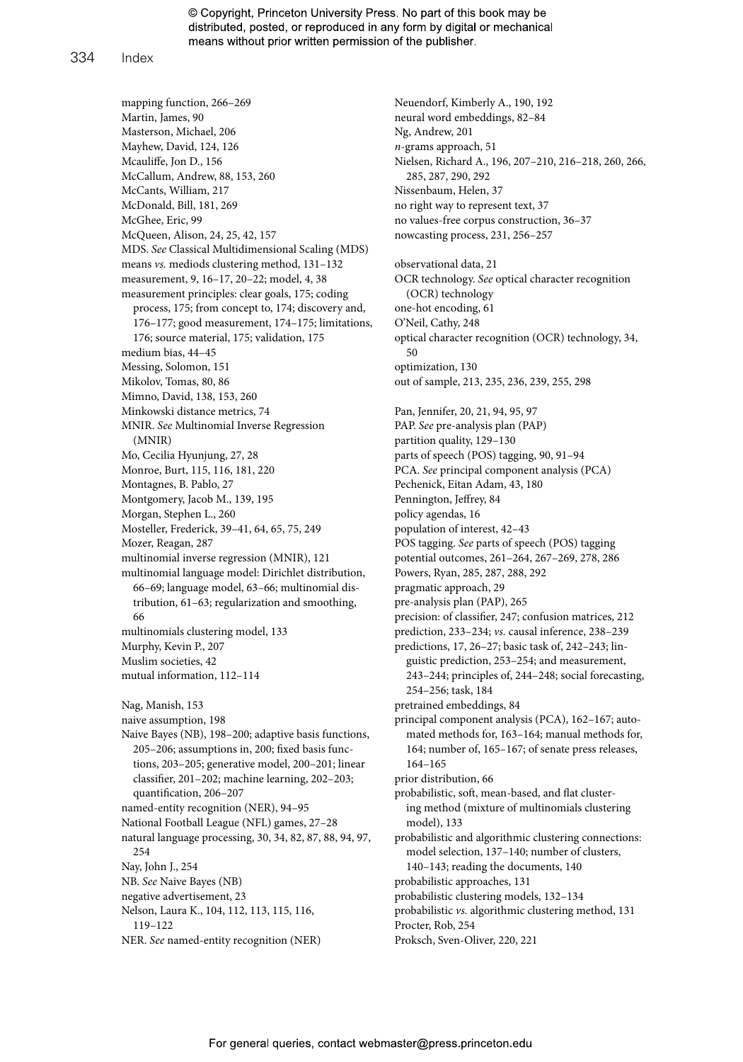mapping function, 266–269
Martin, James, 90
Masterson, Michael, 206
Mayhew, David, 124, 126
Mcauliffe, Jon D., 156
McCallum, Andrew, 88, 153, 260
McCants, William, 217
McDonald, Bill, 181, 269
McGhee, Eric, 99
McQueen, Alison, 24, 25, 42, 157
MDS. *See* Classical Multidimensional Scaling (MDS)
means *vs.* mediods clustering method, 131–132
measurement, 9, 16–17, 20–22; model, 4, 38
measurement principles: clear goals, 175; coding process, 175; from concept to, 174; discovery and, 176–177; good measurement, 174–175; limitations, 176; source material, 175; validation, 175
medium bias, 44–45
Messing, Solomon, 151
Mikolov, Tomas, 80, 86
Mimno, David, 138, 153, 260
Minkowski distance metrics, 74
MNIR. *See* Multinomial Inverse Regression (MNIR)
Mo, Cecilia Hyunjung, 27, 28
Monroe, Burt, 115, 116, 181, 220
Montagnes, B. Pablo, 27
Montgomery, Jacob M., 139, 195
Morgan, Stephen L., 260
Mosteller, Frederick, 39–41, 64, 65, 75, 249
Mozer, Reagan, 287
multinomial inverse regression (MNIR), 121
multinomial language model: Dirichlet distribution, 66–69; language model, 63–66; multinomial distribution, 61–63; regularization and smoothing, 66
multinomials clustering model, 133
Murphy, Kevin P., 207
Muslim societies, 42
mutual information, 112–114

Nag, Manish, 153
naive assumption, 198
Naive Bayes (NB), 198–200; adaptive basis functions, 205–206; assumptions in, 200; fixed basis functions, 203–205; generative model, 200–201; linear classifier, 201–202; machine learning, 202–203; quantification, 206–207
named-entity recognition (NER), 94–95
National Football League (NFL) games, 27–28
natural language processing, 30, 34, 82, 87, 88, 94, 97, 254
Nay, John J., 254
NB. *See* Naive Bayes (NB)
negative advertisement, 23
Nelson, Laura K., 104, 112, 113, 115, 116, 119–122
NER. *See* named-entity recognition (NER)
Neuendorf, Kimberly A., 190, 192
neural word embeddings, 82–84
Ng, Andrew, 201
*n*-grams approach, 51
Nielsen, Richard A., 196, 207–210, 216–218, 260, 266, 285, 287, 290, 292
Nissenbaum, Helen, 37
no right way to represent text, 37
no values-free corpus construction, 36–37
nowcasting process, 231, 256–257

observational data, 21
OCR technology. *See* optical character recognition (OCR) technology
one-hot encoding, 61
O'Neil, Cathy, 248
optical character recognition (OCR) technology, 34, 50
optimization, 130
out of sample, 213, 235, 236, 239, 255, 298

Pan, Jennifer, 20, 21, 94, 95, 97
PAP. *See* pre-analysis plan (PAP)
partition quality, 129–130
parts of speech (POS) tagging, 90, 91–94
PCA. *See* principal component analysis (PCA)
Pechenick, Eitan Adam, 43, 180
Pennington, Jeffrey, 84
policy agendas, 16
population of interest, 42–43
POS tagging. *See* parts of speech (POS) tagging
potential outcomes, 261–264, 267–269, 278, 286
Powers, Ryan, 285, 287, 288, 292
pragmatic approach, 29
pre-analysis plan (PAP), 265
precision: of classifier, 247; confusion matrices, 212
prediction, 233–234; *vs.* causal inference, 238–239
predictions, 17, 26–27; basic task of, 242–243; linguistic prediction, 253–254; and measurement, 243–244; principles of, 244–248; social forecasting, 254–256; task, 184
pretrained embeddings, 84
principal component analysis (PCA), 162–167; automated methods for, 163–164; manual methods for, 164; number of, 165–167; of senate press releases, 164–165
prior distribution, 66
probabilistic, soft, mean-based, and flat clustering method (mixture of multinomials clustering model), 133
probabilistic and algorithmic clustering connections: model selection, 137–140; number of clusters, 140–143; reading the documents, 140
probabilistic approaches, 131
probabilistic clustering models, 132–134
probabilistic *vs.* algorithmic clustering method, 131
Procter, Rob, 254
Proksch, Sven-Oliver, 220, 221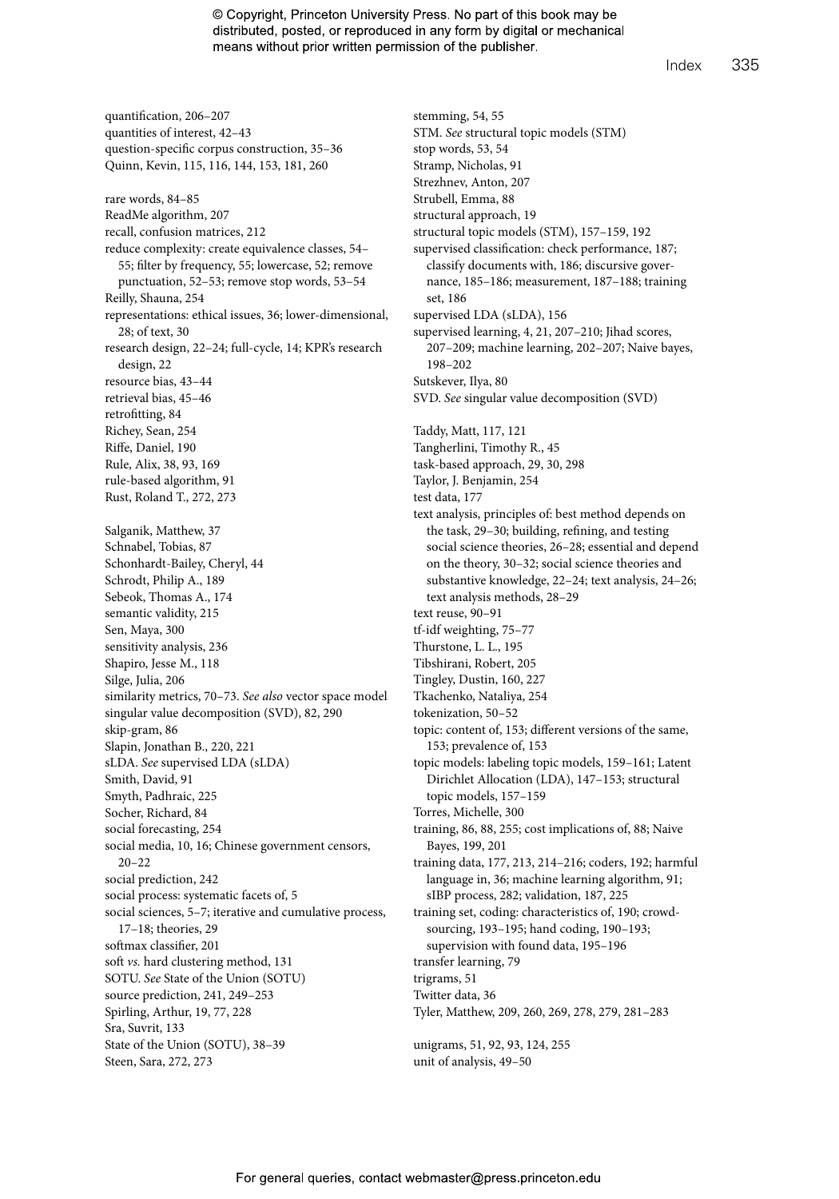quantification, 206–207
quantities of interest, 42–43
question-specific corpus construction, 35–36
Quinn, Kevin, 115, 116, 144, 153, 181, 260

rare words, 84–85
ReadMe algorithm, 207
recall, confusion matrices, 212
reduce complexity: create equivalence classes, 54–55; filter by frequency, 55; lowercase, 52; remove punctuation, 52–53; remove stop words, 53–54
Reilly, Shauna, 254
representations: ethical issues, 36; lower-dimensional, 28; of text, 30
research design, 22–24; full-cycle, 14; KPR's research design, 22
resource bias, 43–44
retrieval bias, 45–46
retrofitting, 84
Richey, Sean, 254
Riffe, Daniel, 190
Rule, Alix, 38, 93, 169
rule-based algorithm, 91
Rust, Roland T., 272, 273

Salganik, Matthew, 37
Schnabel, Tobias, 87
Schonhardt-Bailey, Cheryl, 44
Schrodt, Philip A., 189
Sebeok, Thomas A., 174
semantic validity, 215
Sen, Maya, 300
sensitivity analysis, 236
Shapiro, Jesse M., 118
Silge, Julia, 206
similarity metrics, 70–73. *See also* vector space model
singular value decomposition (SVD), 82, 290
skip-gram, 86
Slapin, Jonathan B., 220, 221
sLDA. *See* supervised LDA (sLDA)
Smith, David, 91
Smyth, Padhraic, 225
Socher, Richard, 84
social forecasting, 254
social media, 10, 16; Chinese government censors, 20–22
social prediction, 242
social process: systematic facets of, 5
social sciences, 5–7; iterative and cumulative process, 17–18; theories, 29
softmax classifier, 201
soft *vs.* hard clustering method, 131
SOTU. *See* State of the Union (SOTU)
source prediction, 241, 249–253
Spirling, Arthur, 19, 77, 228
Sra, Suvrit, 133
State of the Union (SOTU), 38–39
Steen, Sara, 272, 273
stemming, 54, 55
STM. *See* structural topic models (STM)
stop words, 53, 54
Stramp, Nicholas, 91
Strezhnev, Anton, 207
Strubell, Emma, 88
structural approach, 19
structural topic models (STM), 157–159, 192
supervised classification: check performance, 187; classify documents with, 186; discursive governance, 185–186; measurement, 187–188; training set, 186
supervised LDA (sLDA), 156
supervised learning, 4, 21, 207–210; Jihad scores, 207–209; machine learning, 202–207; Naive bayes, 198–202
Sutskever, Ilya, 80
SVD. *See* singular value decomposition (SVD)

Taddy, Matt, 117, 121
Tangherlini, Timothy R., 45
task-based approach, 29, 30, 298
Taylor, J. Benjamin, 254
test data, 177
text analysis, principles of: best method depends on the task, 29–30; building, refining, and testing social science theories, 26–28; essential and depend on the theory, 30–32; social science theories and substantive knowledge, 22–24; text analysis, 24–26; text analysis methods, 28–29
text reuse, 90–91
tf-idf weighting, 75–77
Thurstone, L. L., 195
Tibshirani, Robert, 205
Tingley, Dustin, 160, 227
Tkachenko, Nataliya, 254
tokenization, 50–52
topic: content of, 153; different versions of the same, 153; prevalence of, 153
topic models: labeling topic models, 159–161; Latent Dirichlet Allocation (LDA), 147–153; structural topic models, 157–159
Torres, Michelle, 300
training, 86, 88, 255; cost implications of, 88; Naive Bayes, 199, 201
training data, 177, 213, 214–216; coders, 192; harmful language in, 36; machine learning algorithm, 91; sIBP process, 282; validation, 187, 225
training set, coding: characteristics of, 190; crowd-sourcing, 193–195; hand coding, 190–193; supervision with found data, 195–196
transfer learning, 79
trigrams, 51
Twitter data, 36
Tyler, Matthew, 209, 260, 269, 278, 279, 281–283

unigrams, 51, 92, 93, 124, 255
unit of analysis, 49–50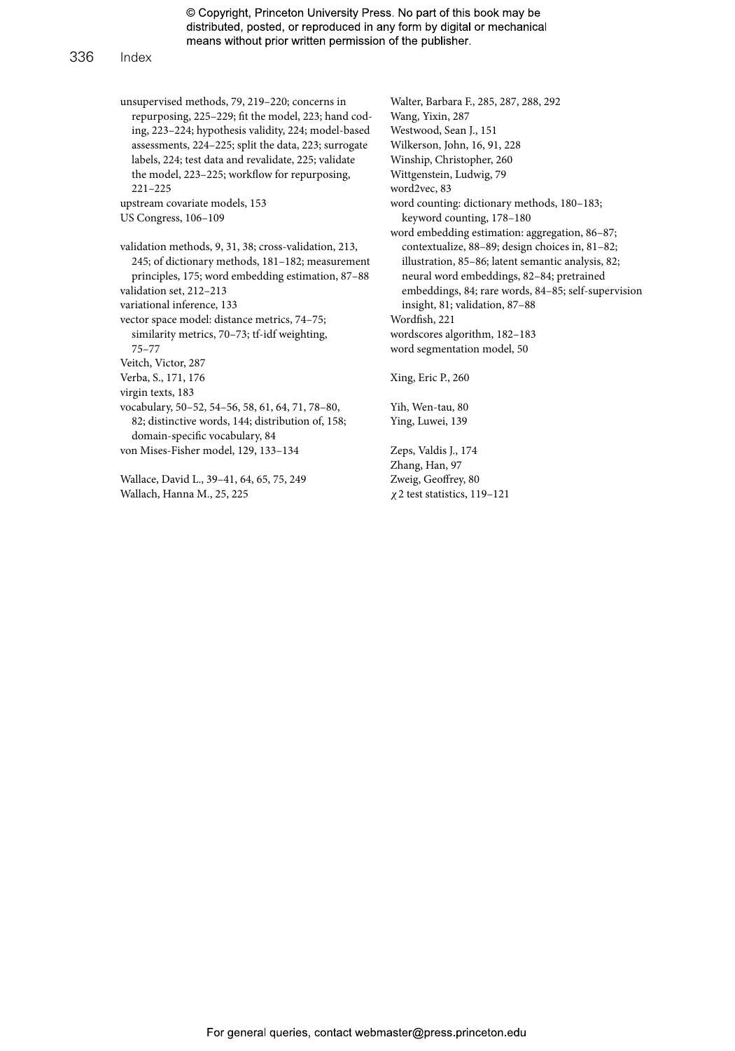unsupervised methods, 79, 219–220; concerns in repurposing, 225–229; fit the model, 223; hand coding, 223–224; hypothesis validity, 224; model-based assessments, 224–225; split the data, 223; surrogate labels, 224; test data and revalidate, 225; validate the model, 223–225; workflow for repurposing, 221–225

upstream covariate models, 153

US Congress, 106–109

validation methods, 9, 31, 38; cross-validation, 213, 245; of dictionary methods, 181–182; measurement principles, 175; word embedding estimation, 87–88

validation set, 212–213

variational inference, 133

vector space model: distance metrics, 74–75; similarity metrics, 70–73; tf-idf weighting, 75–77

Veitch, Victor, 287

Verba, S., 171, 176

virgin texts, 183

vocabulary, 50–52, 54–56, 58, 61, 64, 71, 78–80, 82; distinctive words, 144; distribution of, 158; domain-specific vocabulary, 84

von Mises-Fisher model, 129, 133–134

Wallace, David L., 39–41, 64, 65, 75, 249

Wallach, Hanna M., 25, 225

Walter, Barbara F., 285, 287, 288, 292

Wang, Yixin, 287

Westwood, Sean J., 151

Wilkerson, John, 16, 91, 228

Winship, Christopher, 260

Wittgenstein, Ludwig, 79

word2vec, 83

word counting: dictionary methods, 180–183; keyword counting, 178–180

word embedding estimation: aggregation, 86–87; contextualize, 88–89; design choices in, 81–82; illustration, 85–86; latent semantic analysis, 82; neural word embeddings, 82–84; pretrained embeddings, 84; rare words, 84–85; self-supervision insight, 81; validation, 87–88

Wordfish, 221

wordscores algorithm, 182–183

word segmentation model, 50

Xing, Eric P., 260

Yih, Wen-tau, 80

Ying, Luwei, 139

Zeps, Valdis J., 174

Zhang, Han, 97

Zweig, Geoffrey, 80

$\chi 2$ test statistics, 119–121